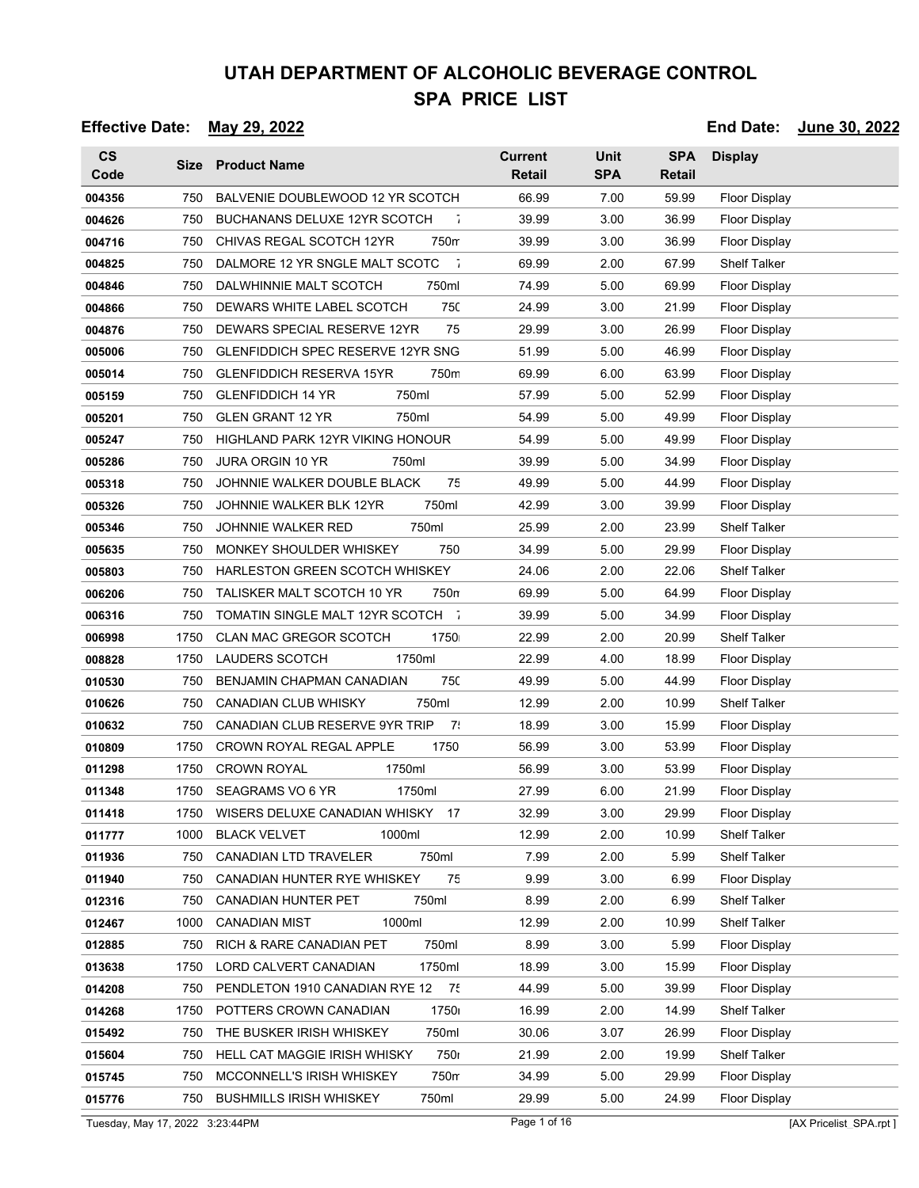# UTAH DEPARTMENT OF ALCOHOLIC BEVERAGE CONTROL

## SPA PRICE LIST

**Effective Date:** May 29, 2022 **End Date:** June 30, 2022

| CS Code | Size | Product Name | Current Retail | Unit SPA | SPA Retail | Display |
|---|---|---|---|---|---|---|
| 004356 | 750 | BALVENIE DOUBLEWOOD 12 YR SCOTCH | 66.99 | 7.00 | 59.99 | Floor Display |
| 004626 | 750 | BUCHANANS DELUXE 12YR SCOTCH 7 | 39.99 | 3.00 | 36.99 | Floor Display |
| 004716 | 750 | CHIVAS REGAL SCOTCH 12YR 750m | 39.99 | 3.00 | 36.99 | Floor Display |
| 004825 | 750 | DALMORE 12 YR SNGLE MALT SCOTC 7 | 69.99 | 2.00 | 67.99 | Shelf Talker |
| 004846 | 750 | DALWHINNIE MALT SCOTCH 750ml | 74.99 | 5.00 | 69.99 | Floor Display |
| 004866 | 750 | DEWARS WHITE LABEL SCOTCH 750 | 24.99 | 3.00 | 21.99 | Floor Display |
| 004876 | 750 | DEWARS SPECIAL RESERVE 12YR 75 | 29.99 | 3.00 | 26.99 | Floor Display |
| 005006 | 750 | GLENFIDDICH SPEC RESERVE 12YR SNG | 51.99 | 5.00 | 46.99 | Floor Display |
| 005014 | 750 | GLENFIDDICH RESERVA 15YR 750m | 69.99 | 6.00 | 63.99 | Floor Display |
| 005159 | 750 | GLENFIDDICH 14 YR 750ml | 57.99 | 5.00 | 52.99 | Floor Display |
| 005201 | 750 | GLEN GRANT 12 YR 750ml | 54.99 | 5.00 | 49.99 | Floor Display |
| 005247 | 750 | HIGHLAND PARK 12YR VIKING HONOUR | 54.99 | 5.00 | 49.99 | Floor Display |
| 005286 | 750 | JURA ORGIN 10 YR 750ml | 39.99 | 5.00 | 34.99 | Floor Display |
| 005318 | 750 | JOHNNIE WALKER DOUBLE BLACK 75 | 49.99 | 5.00 | 44.99 | Floor Display |
| 005326 | 750 | JOHNNIE WALKER BLK 12YR 750ml | 42.99 | 3.00 | 39.99 | Floor Display |
| 005346 | 750 | JOHNNIE WALKER RED 750ml | 25.99 | 2.00 | 23.99 | Shelf Talker |
| 005635 | 750 | MONKEY SHOULDER WHISKEY 750 | 34.99 | 5.00 | 29.99 | Floor Display |
| 005803 | 750 | HARLESTON GREEN SCOTCH WHISKEY | 24.06 | 2.00 | 22.06 | Shelf Talker |
| 006206 | 750 | TALISKER MALT SCOTCH 10 YR 750m | 69.99 | 5.00 | 64.99 | Floor Display |
| 006316 | 750 | TOMATIN SINGLE MALT 12YR SCOTCH 7 | 39.99 | 5.00 | 34.99 | Floor Display |
| 006998 | 1750 | CLAN MAC GREGOR SCOTCH 1750 | 22.99 | 2.00 | 20.99 | Shelf Talker |
| 008828 | 1750 | LAUDERS SCOTCH 1750ml | 22.99 | 4.00 | 18.99 | Floor Display |
| 010530 | 750 | BENJAMIN CHAPMAN CANADIAN 750 | 49.99 | 5.00 | 44.99 | Floor Display |
| 010626 | 750 | CANADIAN CLUB WHISKY 750ml | 12.99 | 2.00 | 10.99 | Shelf Talker |
| 010632 | 750 | CANADIAN CLUB RESERVE 9YR TRIP 75 | 18.99 | 3.00 | 15.99 | Floor Display |
| 010809 | 1750 | CROWN ROYAL REGAL APPLE 1750 | 56.99 | 3.00 | 53.99 | Floor Display |
| 011298 | 1750 | CROWN ROYAL 1750ml | 56.99 | 3.00 | 53.99 | Floor Display |
| 011348 | 1750 | SEAGRAMS VO 6 YR 1750ml | 27.99 | 6.00 | 21.99 | Floor Display |
| 011418 | 1750 | WISERS DELUXE CANADIAN WHISKY 17 | 32.99 | 3.00 | 29.99 | Floor Display |
| 011777 | 1000 | BLACK VELVET 1000ml | 12.99 | 2.00 | 10.99 | Shelf Talker |
| 011936 | 750 | CANADIAN LTD TRAVELER 750ml | 7.99 | 2.00 | 5.99 | Shelf Talker |
| 011940 | 750 | CANADIAN HUNTER RYE WHISKEY 75 | 9.99 | 3.00 | 6.99 | Floor Display |
| 012316 | 750 | CANADIAN HUNTER PET 750ml | 8.99 | 2.00 | 6.99 | Shelf Talker |
| 012467 | 1000 | CANADIAN MIST 1000ml | 12.99 | 2.00 | 10.99 | Shelf Talker |
| 012885 | 750 | RICH & RARE CANADIAN PET 750ml | 8.99 | 3.00 | 5.99 | Floor Display |
| 013638 | 1750 | LORD CALVERT CANADIAN 1750ml | 18.99 | 3.00 | 15.99 | Floor Display |
| 014208 | 750 | PENDLETON 1910 CANADIAN RYE 12 75 | 44.99 | 5.00 | 39.99 | Floor Display |
| 014268 | 1750 | POTTERS CROWN CANADIAN 1750 | 16.99 | 2.00 | 14.99 | Shelf Talker |
| 015492 | 750 | THE BUSKER IRISH WHISKEY 750ml | 30.06 | 3.07 | 26.99 | Floor Display |
| 015604 | 750 | HELL CAT MAGGIE IRISH WHISKY 750 | 21.99 | 2.00 | 19.99 | Shelf Talker |
| 015745 | 750 | MCCONNELL'S IRISH WHISKEY 750m | 34.99 | 5.00 | 29.99 | Floor Display |
| 015776 | 750 | BUSHMILLS IRISH WHISKEY 750ml | 29.99 | 5.00 | 24.99 | Floor Display |

Tuesday, May 17, 2022 3:23:44PM [AX Pricelist SPA.rpt ]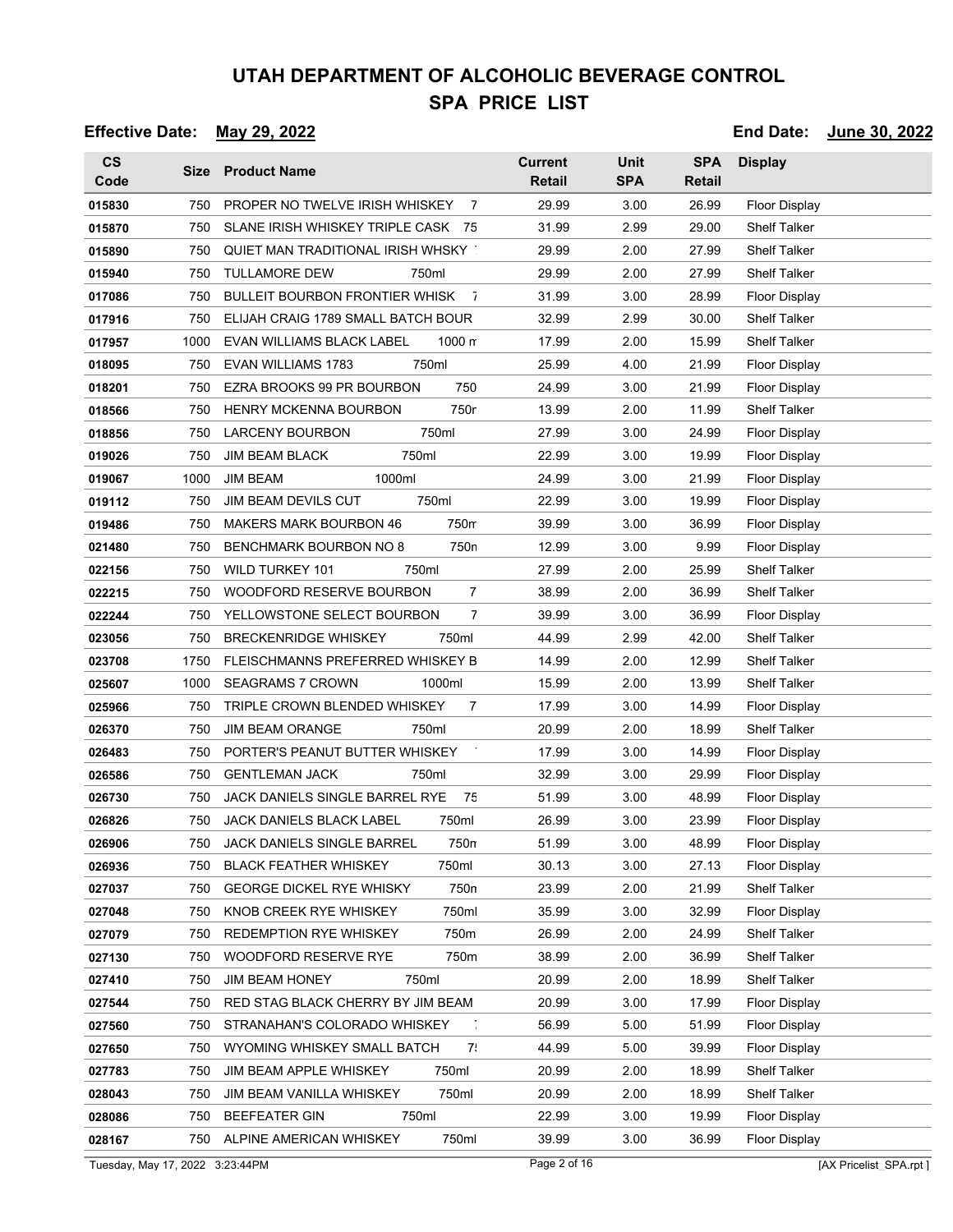# UTAH DEPARTMENT OF ALCOHOLIC BEVERAGE CONTROL
## SPA PRICE LIST

**Effective Date:** May 29, 2022 **End Date:** June 30, 2022

| CS Code | Size | Product Name | Current Retail | Unit SPA | SPA Retail | Display |
|---|---|---|---|---|---|---|
| 015830 | 750 | PROPER NO TWELVE IRISH WHISKEY 7 | 29.99 | 3.00 | 26.99 | Floor Display |
| 015870 | 750 | SLANE IRISH WHISKEY TRIPLE CASK 75 | 31.99 | 2.99 | 29.00 | Shelf Talker |
| 015890 | 750 | QUIET MAN TRADITIONAL IRISH WHSKY | 29.99 | 2.00 | 27.99 | Shelf Talker |
| 015940 | 750 | TULLAMORE DEW 750ml | 29.99 | 2.00 | 27.99 | Shelf Talker |
| 017086 | 750 | BULLEIT BOURBON FRONTIER WHISK 7 | 31.99 | 3.00 | 28.99 | Floor Display |
| 017916 | 750 | ELIJAH CRAIG 1789 SMALL BATCH BOUR | 32.99 | 2.99 | 30.00 | Shelf Talker |
| 017957 | 1000 | EVAN WILLIAMS BLACK LABEL 1000 m | 17.99 | 2.00 | 15.99 | Shelf Talker |
| 018095 | 750 | EVAN WILLIAMS 1783 750ml | 25.99 | 4.00 | 21.99 | Floor Display |
| 018201 | 750 | EZRA BROOKS 99 PR BOURBON 750 | 24.99 | 3.00 | 21.99 | Floor Display |
| 018566 | 750 | HENRY MCKENNA BOURBON 750r | 13.99 | 2.00 | 11.99 | Shelf Talker |
| 018856 | 750 | LARCENY BOURBON 750ml | 27.99 | 3.00 | 24.99 | Floor Display |
| 019026 | 750 | JIM BEAM BLACK 750ml | 22.99 | 3.00 | 19.99 | Floor Display |
| 019067 | 1000 | JIM BEAM 1000ml | 24.99 | 3.00 | 21.99 | Floor Display |
| 019112 | 750 | JIM BEAM DEVILS CUT 750ml | 22.99 | 3.00 | 19.99 | Floor Display |
| 019486 | 750 | MAKERS MARK BOURBON 46 750m | 39.99 | 3.00 | 36.99 | Floor Display |
| 021480 | 750 | BENCHMARK BOURBON NO 8 750n | 12.99 | 3.00 | 9.99 | Floor Display |
| 022156 | 750 | WILD TURKEY 101 750ml | 27.99 | 2.00 | 25.99 | Shelf Talker |
| 022215 | 750 | WOODFORD RESERVE BOURBON 7 | 38.99 | 2.00 | 36.99 | Shelf Talker |
| 022244 | 750 | YELLOWSTONE SELECT BOURBON 7 | 39.99 | 3.00 | 36.99 | Floor Display |
| 023056 | 750 | BRECKENRIDGE WHISKEY 750ml | 44.99 | 2.99 | 42.00 | Shelf Talker |
| 023708 | 1750 | FLEISCHMANNS PREFERRED WHISKEY B | 14.99 | 2.00 | 12.99 | Shelf Talker |
| 025607 | 1000 | SEAGRAMS 7 CROWN 1000ml | 15.99 | 2.00 | 13.99 | Shelf Talker |
| 025966 | 750 | TRIPLE CROWN BLENDED WHISKEY 7 | 17.99 | 3.00 | 14.99 | Floor Display |
| 026370 | 750 | JIM BEAM ORANGE 750ml | 20.99 | 2.00 | 18.99 | Shelf Talker |
| 026483 | 750 | PORTER'S PEANUT BUTTER WHISKEY | 17.99 | 3.00 | 14.99 | Floor Display |
| 026586 | 750 | GENTLEMAN JACK 750ml | 32.99 | 3.00 | 29.99 | Floor Display |
| 026730 | 750 | JACK DANIELS SINGLE BARREL RYE 75 | 51.99 | 3.00 | 48.99 | Floor Display |
| 026826 | 750 | JACK DANIELS BLACK LABEL 750ml | 26.99 | 3.00 | 23.99 | Floor Display |
| 026906 | 750 | JACK DANIELS SINGLE BARREL 750n | 51.99 | 3.00 | 48.99 | Floor Display |
| 026936 | 750 | BLACK FEATHER WHISKEY 750ml | 30.13 | 3.00 | 27.13 | Floor Display |
| 027037 | 750 | GEORGE DICKEL RYE WHISKY 750n | 23.99 | 2.00 | 21.99 | Shelf Talker |
| 027048 | 750 | KNOB CREEK RYE WHISKEY 750ml | 35.99 | 3.00 | 32.99 | Floor Display |
| 027079 | 750 | REDEMPTION RYE WHISKEY 750m | 26.99 | 2.00 | 24.99 | Shelf Talker |
| 027130 | 750 | WOODFORD RESERVE RYE 750m | 38.99 | 2.00 | 36.99 | Shelf Talker |
| 027410 | 750 | JIM BEAM HONEY 750ml | 20.99 | 2.00 | 18.99 | Shelf Talker |
| 027544 | 750 | RED STAG BLACK CHERRY BY JIM BEAM | 20.99 | 3.00 | 17.99 | Floor Display |
| 027560 | 750 | STRANAHAN'S COLORADO WHISKEY | 56.99 | 5.00 | 51.99 | Floor Display |
| 027650 | 750 | WYOMING WHISKEY SMALL BATCH 7 | 44.99 | 5.00 | 39.99 | Floor Display |
| 027783 | 750 | JIM BEAM APPLE WHISKEY 750ml | 20.99 | 2.00 | 18.99 | Shelf Talker |
| 028043 | 750 | JIM BEAM VANILLA WHISKEY 750ml | 20.99 | 2.00 | 18.99 | Shelf Talker |
| 028086 | 750 | BEEFEATER GIN 750ml | 22.99 | 3.00 | 19.99 | Floor Display |
| 028167 | 750 | ALPINE AMERICAN WHISKEY 750ml | 39.99 | 3.00 | 36.99 | Floor Display |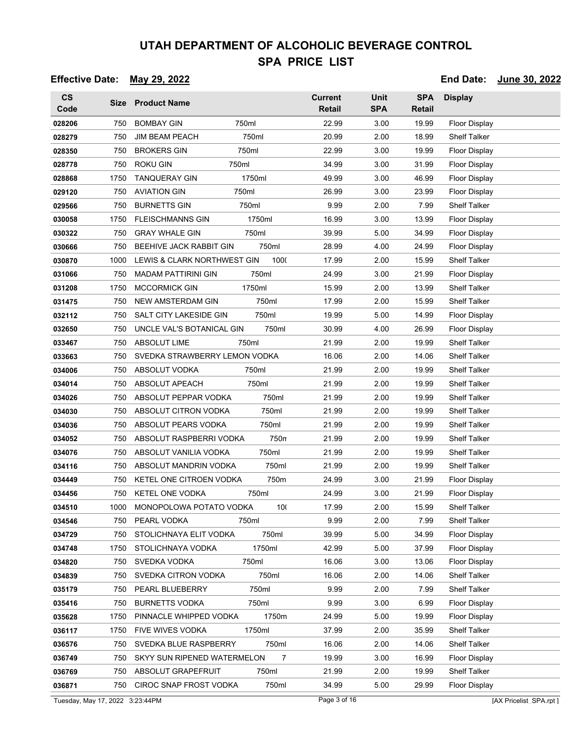# UTAH DEPARTMENT OF ALCOHOLIC BEVERAGE CONTROL

## SPA PRICE LIST

**Effective Date:** May 29, 2022 **End Date:** June 30, 2022

| CS Code | Size | Product Name | | Current Retail | Unit SPA | SPA Retail | Display |
|---|---|---|---|---|---|---|---|
| 028206 | 750 | BOMBAY GIN | 750ml | 22.99 | 3.00 | 19.99 | Floor Display |
| 028279 | 750 | JIM BEAM PEACH | 750ml | 20.99 | 2.00 | 18.99 | Shelf Talker |
| 028350 | 750 | BROKERS GIN | 750ml | 22.99 | 3.00 | 19.99 | Floor Display |
| 028778 | 750 | ROKU GIN | 750ml | 34.99 | 3.00 | 31.99 | Floor Display |
| 028868 | 1750 | TANQUERAY GIN | 1750ml | 49.99 | 3.00 | 46.99 | Floor Display |
| 029120 | 750 | AVIATION GIN | 750ml | 26.99 | 3.00 | 23.99 | Floor Display |
| 029566 | 750 | BURNETTS GIN | 750ml | 9.99 | 2.00 | 7.99 | Shelf Talker |
| 030058 | 1750 | FLEISCHMANNS GIN | 1750ml | 16.99 | 3.00 | 13.99 | Floor Display |
| 030322 | 750 | GRAY WHALE GIN | 750ml | 39.99 | 5.00 | 34.99 | Floor Display |
| 030666 | 750 | BEEHIVE JACK RABBIT GIN | 750ml | 28.99 | 4.00 | 24.99 | Floor Display |
| 030870 | 1000 | LEWIS & CLARK NORTHWEST GIN | 100( | 17.99 | 2.00 | 15.99 | Shelf Talker |
| 031066 | 750 | MADAM PATTIRINI GIN | 750ml | 24.99 | 3.00 | 21.99 | Floor Display |
| 031208 | 1750 | MCCORMICK GIN | 1750ml | 15.99 | 2.00 | 13.99 | Shelf Talker |
| 031475 | 750 | NEW AMSTERDAM GIN | 750ml | 17.99 | 2.00 | 15.99 | Shelf Talker |
| 032112 | 750 | SALT CITY LAKESIDE GIN | 750ml | 19.99 | 5.00 | 14.99 | Floor Display |
| 032650 | 750 | UNCLE VAL'S BOTANICAL GIN | 750ml | 30.99 | 4.00 | 26.99 | Floor Display |
| 033467 | 750 | ABSOLUT LIME | 750ml | 21.99 | 2.00 | 19.99 | Shelf Talker |
| 033663 | 750 | SVEDKA STRAWBERRY LEMON VODKA | | 16.06 | 2.00 | 14.06 | Shelf Talker |
| 034006 | 750 | ABSOLUT VODKA | 750ml | 21.99 | 2.00 | 19.99 | Shelf Talker |
| 034014 | 750 | ABSOLUT APEACH | 750ml | 21.99 | 2.00 | 19.99 | Shelf Talker |
| 034026 | 750 | ABSOLUT PEPPAR VODKA | 750ml | 21.99 | 2.00 | 19.99 | Shelf Talker |
| 034030 | 750 | ABSOLUT CITRON VODKA | 750ml | 21.99 | 2.00 | 19.99 | Shelf Talker |
| 034036 | 750 | ABSOLUT PEARS VODKA | 750ml | 21.99 | 2.00 | 19.99 | Shelf Talker |
| 034052 | 750 | ABSOLUT RASPBERRI VODKA | 750n | 21.99 | 2.00 | 19.99 | Shelf Talker |
| 034076 | 750 | ABSOLUT VANILIA VODKA | 750ml | 21.99 | 2.00 | 19.99 | Shelf Talker |
| 034116 | 750 | ABSOLUT MANDRIN VODKA | 750ml | 21.99 | 2.00 | 19.99 | Shelf Talker |
| 034449 | 750 | KETEL ONE CITROEN VODKA | 750m | 24.99 | 3.00 | 21.99 | Floor Display |
| 034456 | 750 | KETEL ONE VODKA | 750ml | 24.99 | 3.00 | 21.99 | Floor Display |
| 034510 | 1000 | MONOPOLOWA POTATO VODKA | 10( | 17.99 | 2.00 | 15.99 | Shelf Talker |
| 034546 | 750 | PEARL VODKA | 750ml | 9.99 | 2.00 | 7.99 | Shelf Talker |
| 034729 | 750 | STOLICHNAYA ELIT VODKA | 750ml | 39.99 | 5.00 | 34.99 | Floor Display |
| 034748 | 1750 | STOLICHNAYA VODKA | 1750ml | 42.99 | 5.00 | 37.99 | Floor Display |
| 034820 | 750 | SVEDKA VODKA | 750ml | 16.06 | 3.00 | 13.06 | Floor Display |
| 034839 | 750 | SVEDKA CITRON VODKA | 750ml | 16.06 | 2.00 | 14.06 | Shelf Talker |
| 035179 | 750 | PEARL BLUEBERRY | 750ml | 9.99 | 2.00 | 7.99 | Shelf Talker |
| 035416 | 750 | BURNETTS VODKA | 750ml | 9.99 | 3.00 | 6.99 | Floor Display |
| 035628 | 1750 | PINNACLE WHIPPED VODKA | 1750m | 24.99 | 5.00 | 19.99 | Floor Display |
| 036117 | 1750 | FIVE WIVES VODKA | 1750ml | 37.99 | 2.00 | 35.99 | Shelf Talker |
| 036576 | 750 | SVEDKA BLUE RASPBERRY | 750ml | 16.06 | 2.00 | 14.06 | Shelf Talker |
| 036749 | 750 | SKYY SUN RIPENED WATERMELON | 7 | 19.99 | 3.00 | 16.99 | Floor Display |
| 036769 | 750 | ABSOLUT GRAPEFRUIT | 750ml | 21.99 | 2.00 | 19.99 | Shelf Talker |
| 036871 | 750 | CIROC SNAP FROST VODKA | 750ml | 34.99 | 5.00 | 29.99 | Floor Display |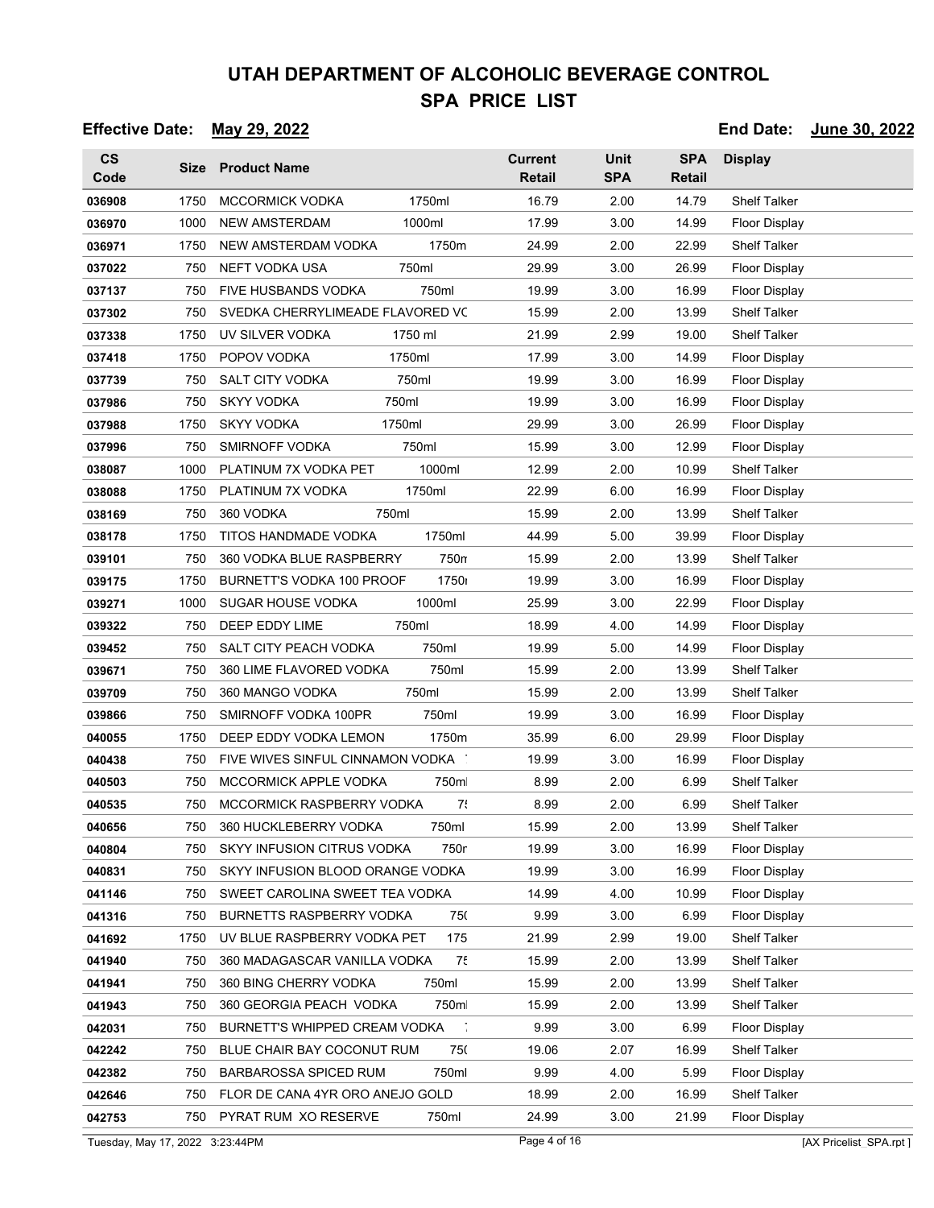# UTAH DEPARTMENT OF ALCOHOLIC BEVERAGE CONTROL

## SPA PRICE LIST

**Effective Date:** May 29, 2022 **End Date:** June 30, 2022

| CS Code | Size | Product Name | | Current Retail | Unit SPA | SPA Retail | Display |
|---|---|---|---|---|---|---|---|
| 036908 | 1750 | MCCORMICK VODKA | 1750ml | 16.79 | 2.00 | 14.79 | Shelf Talker |
| 036970 | 1000 | NEW AMSTERDAM | 1000ml | 17.99 | 3.00 | 14.99 | Floor Display |
| 036971 | 1750 | NEW AMSTERDAM VODKA | 1750m | 24.99 | 2.00 | 22.99 | Shelf Talker |
| 037022 | 750 | NEFT VODKA USA | 750ml | 29.99 | 3.00 | 26.99 | Floor Display |
| 037137 | 750 | FIVE HUSBANDS VODKA | 750ml | 19.99 | 3.00 | 16.99 | Floor Display |
| 037302 | 750 | SVEDKA CHERRYLIMEADE FLAVORED VC | | 15.99 | 2.00 | 13.99 | Shelf Talker |
| 037338 | 1750 | UV SILVER VODKA | 1750 ml | 21.99 | 2.99 | 19.00 | Shelf Talker |
| 037418 | 1750 | POPOV VODKA | 1750ml | 17.99 | 3.00 | 14.99 | Floor Display |
| 037739 | 750 | SALT CITY VODKA | 750ml | 19.99 | 3.00 | 16.99 | Floor Display |
| 037986 | 750 | SKYY VODKA | 750ml | 19.99 | 3.00 | 16.99 | Floor Display |
| 037988 | 1750 | SKYY VODKA | 1750ml | 29.99 | 3.00 | 26.99 | Floor Display |
| 037996 | 750 | SMIRNOFF VODKA | 750ml | 15.99 | 3.00 | 12.99 | Floor Display |
| 038087 | 1000 | PLATINUM 7X VODKA PET | 1000ml | 12.99 | 2.00 | 10.99 | Shelf Talker |
| 038088 | 1750 | PLATINUM 7X VODKA | 1750ml | 22.99 | 6.00 | 16.99 | Floor Display |
| 038169 | 750 | 360 VODKA | 750ml | 15.99 | 2.00 | 13.99 | Shelf Talker |
| 038178 | 1750 | TITOS HANDMADE VODKA | 1750ml | 44.99 | 5.00 | 39.99 | Floor Display |
| 039101 | 750 | 360 VODKA BLUE RASPBERRY | 750n | 15.99 | 2.00 | 13.99 | Shelf Talker |
| 039175 | 1750 | BURNETT'S VODKA 100 PROOF | 1750 | 19.99 | 3.00 | 16.99 | Floor Display |
| 039271 | 1000 | SUGAR HOUSE VODKA | 1000ml | 25.99 | 3.00 | 22.99 | Floor Display |
| 039322 | 750 | DEEP EDDY LIME | 750ml | 18.99 | 4.00 | 14.99 | Floor Display |
| 039452 | 750 | SALT CITY PEACH VODKA | 750ml | 19.99 | 5.00 | 14.99 | Floor Display |
| 039671 | 750 | 360 LIME FLAVORED VODKA | 750ml | 15.99 | 2.00 | 13.99 | Shelf Talker |
| 039709 | 750 | 360 MANGO VODKA | 750ml | 15.99 | 2.00 | 13.99 | Shelf Talker |
| 039866 | 750 | SMIRNOFF VODKA 100PR | 750ml | 19.99 | 3.00 | 16.99 | Floor Display |
| 040055 | 1750 | DEEP EDDY VODKA LEMON | 1750m | 35.99 | 6.00 | 29.99 | Floor Display |
| 040438 | 750 | FIVE WIVES SINFUL CINNAMON VODKA | | 19.99 | 3.00 | 16.99 | Floor Display |
| 040503 | 750 | MCCORMICK APPLE VODKA | 750ml | 8.99 | 2.00 | 6.99 | Shelf Talker |
| 040535 | 750 | MCCORMICK RASPBERRY VODKA | 7! | 8.99 | 2.00 | 6.99 | Shelf Talker |
| 040656 | 750 | 360 HUCKLEBERRY VODKA | 750ml | 15.99 | 2.00 | 13.99 | Shelf Talker |
| 040804 | 750 | SKYY INFUSION CITRUS VODKA | 750r | 19.99 | 3.00 | 16.99 | Floor Display |
| 040831 | 750 | SKYY INFUSION BLOOD ORANGE VODKA | | 19.99 | 3.00 | 16.99 | Floor Display |
| 041146 | 750 | SWEET CAROLINA SWEET TEA VODKA | | 14.99 | 4.00 | 10.99 | Floor Display |
| 041316 | 750 | BURNETTS RASPBERRY VODKA | 75( | 9.99 | 3.00 | 6.99 | Floor Display |
| 041692 | 1750 | UV BLUE RASPBERRY VODKA PET | 175 | 21.99 | 2.99 | 19.00 | Shelf Talker |
| 041940 | 750 | 360 MADAGASCAR VANILLA VODKA | 7! | 15.99 | 2.00 | 13.99 | Shelf Talker |
| 041941 | 750 | 360 BING CHERRY VODKA | 750ml | 15.99 | 2.00 | 13.99 | Shelf Talker |
| 041943 | 750 | 360 GEORGIA PEACH VODKA | 750ml | 15.99 | 2.00 | 13.99 | Shelf Talker |
| 042031 | 750 | BURNETT'S WHIPPED CREAM VODKA | | 9.99 | 3.00 | 6.99 | Floor Display |
| 042242 | 750 | BLUE CHAIR BAY COCONUT RUM | 75( | 19.06 | 2.07 | 16.99 | Shelf Talker |
| 042382 | 750 | BARBAROSSA SPICED RUM | 750ml | 9.99 | 4.00 | 5.99 | Floor Display |
| 042646 | 750 | FLOR DE CANA 4YR ORO ANEJO GOLD | | 18.99 | 2.00 | 16.99 | Shelf Talker |
| 042753 | 750 | PYRAT RUM XO RESERVE | 750ml | 24.99 | 3.00 | 21.99 | Floor Display |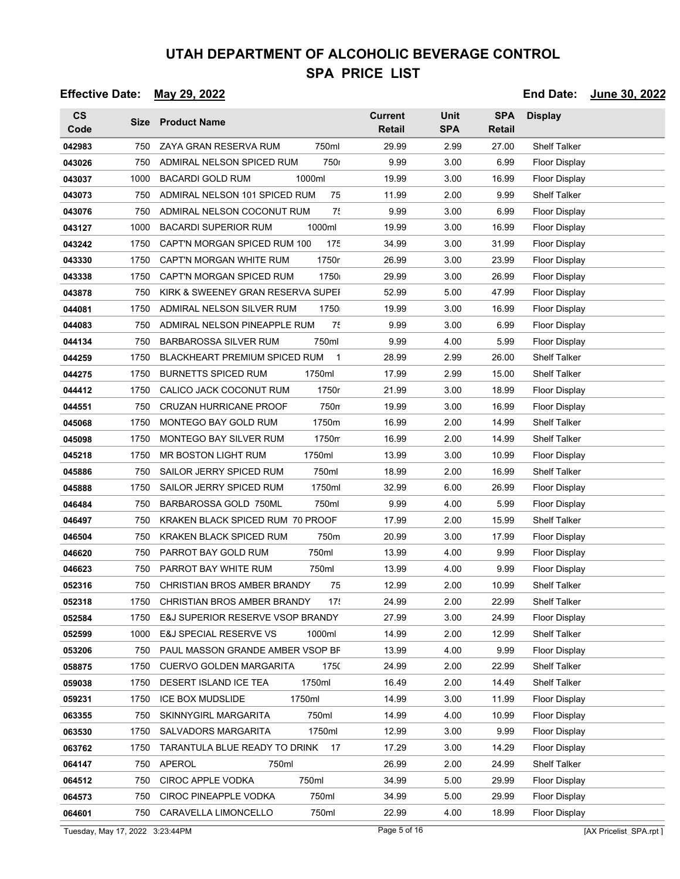# UTAH DEPARTMENT OF ALCOHOLIC BEVERAGE CONTROL

## SPA PRICE LIST

**Effective Date:** May 29, 2022 **End Date:** June 30, 2022

| CS Code | Size | Product Name | Current Retail | Unit SPA | SPA Retail | Display |
|---|---|---|---|---|---|---|
| 042983 | 750 | ZAYA GRAN RESERVA RUM 750ml | 29.99 | 2.99 | 27.00 | Shelf Talker |
| 043026 | 750 | ADMIRAL NELSON SPICED RUM 750ı | 9.99 | 3.00 | 6.99 | Floor Display |
| 043037 | 1000 | BACARDI GOLD RUM 1000ml | 19.99 | 3.00 | 16.99 | Floor Display |
| 043073 | 750 | ADMIRAL NELSON 101 SPICED RUM 75 | 11.99 | 2.00 | 9.99 | Shelf Talker |
| 043076 | 750 | ADMIRAL NELSON COCONUT RUM 75 | 9.99 | 3.00 | 6.99 | Floor Display |
| 043127 | 1000 | BACARDI SUPERIOR RUM 1000ml | 19.99 | 3.00 | 16.99 | Floor Display |
| 043242 | 1750 | CAPT'N MORGAN SPICED RUM 100 175 | 34.99 | 3.00 | 31.99 | Floor Display |
| 043330 | 1750 | CAPT'N MORGAN WHITE RUM 1750r | 26.99 | 3.00 | 23.99 | Floor Display |
| 043338 | 1750 | CAPT'N MORGAN SPICED RUM 1750 | 29.99 | 3.00 | 26.99 | Floor Display |
| 043878 | 750 | KIRK & SWEENEY GRAN RESERVA SUPEI | 52.99 | 5.00 | 47.99 | Floor Display |
| 044081 | 1750 | ADMIRAL NELSON SILVER RUM 1750 | 19.99 | 3.00 | 16.99 | Floor Display |
| 044083 | 750 | ADMIRAL NELSON PINEAPPLE RUM 75 | 9.99 | 3.00 | 6.99 | Floor Display |
| 044134 | 750 | BARBAROSSA SILVER RUM 750ml | 9.99 | 4.00 | 5.99 | Floor Display |
| 044259 | 1750 | BLACKHEART PREMIUM SPICED RUM 1 | 28.99 | 2.99 | 26.00 | Shelf Talker |
| 044275 | 1750 | BURNETTS SPICED RUM 1750ml | 17.99 | 2.99 | 15.00 | Shelf Talker |
| 044412 | 1750 | CALICO JACK COCONUT RUM 1750r | 21.99 | 3.00 | 18.99 | Floor Display |
| 044551 | 750 | CRUZAN HURRICANE PROOF 750n | 19.99 | 3.00 | 16.99 | Floor Display |
| 045068 | 1750 | MONTEGO BAY GOLD RUM 1750m | 16.99 | 2.00 | 14.99 | Shelf Talker |
| 045098 | 1750 | MONTEGO BAY SILVER RUM 1750m | 16.99 | 2.00 | 14.99 | Shelf Talker |
| 045218 | 1750 | MR BOSTON LIGHT RUM 1750ml | 13.99 | 3.00 | 10.99 | Floor Display |
| 045886 | 750 | SAILOR JERRY SPICED RUM 750ml | 18.99 | 2.00 | 16.99 | Shelf Talker |
| 045888 | 1750 | SAILOR JERRY SPICED RUM 1750ml | 32.99 | 6.00 | 26.99 | Floor Display |
| 046484 | 750 | BARBAROSSA GOLD 750ML 750ml | 9.99 | 4.00 | 5.99 | Floor Display |
| 046497 | 750 | KRAKEN BLACK SPICED RUM 70 PROOF | 17.99 | 2.00 | 15.99 | Shelf Talker |
| 046504 | 750 | KRAKEN BLACK SPICED RUM 750m | 20.99 | 3.00 | 17.99 | Floor Display |
| 046620 | 750 | PARROT BAY GOLD RUM 750ml | 13.99 | 4.00 | 9.99 | Floor Display |
| 046623 | 750 | PARROT BAY WHITE RUM 750ml | 13.99 | 4.00 | 9.99 | Floor Display |
| 052316 | 750 | CHRISTIAN BROS AMBER BRANDY 75 | 12.99 | 2.00 | 10.99 | Shelf Talker |
| 052318 | 1750 | CHRISTIAN BROS AMBER BRANDY 17 | 24.99 | 2.00 | 22.99 | Shelf Talker |
| 052584 | 1750 | E&J SUPERIOR RESERVE VSOP BRANDY | 27.99 | 3.00 | 24.99 | Floor Display |
| 052599 | 1000 | E&J SPECIAL RESERVE VS 1000ml | 14.99 | 2.00 | 12.99 | Shelf Talker |
| 053206 | 750 | PAUL MASSON GRANDE AMBER VSOP BF | 13.99 | 4.00 | 9.99 | Floor Display |
| 058875 | 1750 | CUERVO GOLDEN MARGARITA 1750 | 24.99 | 2.00 | 22.99 | Shelf Talker |
| 059038 | 1750 | DESERT ISLAND ICE TEA 1750ml | 16.49 | 2.00 | 14.49 | Shelf Talker |
| 059231 | 1750 | ICE BOX MUDSLIDE 1750ml | 14.99 | 3.00 | 11.99 | Floor Display |
| 063355 | 750 | SKINNYGIRL MARGARITA 750ml | 14.99 | 4.00 | 10.99 | Floor Display |
| 063530 | 1750 | SALVADORS MARGARITA 1750ml | 12.99 | 3.00 | 9.99 | Floor Display |
| 063762 | 1750 | TARANTULA BLUE READY TO DRINK 17 | 17.29 | 3.00 | 14.29 | Floor Display |
| 064147 | 750 | APEROL 750ml | 26.99 | 2.00 | 24.99 | Shelf Talker |
| 064512 | 750 | CIROC APPLE VODKA 750ml | 34.99 | 5.00 | 29.99 | Floor Display |
| 064573 | 750 | CIROC PINEAPPLE VODKA 750ml | 34.99 | 5.00 | 29.99 | Floor Display |
| 064601 | 750 | CARAVELLA LIMONCELLO 750ml | 22.99 | 4.00 | 18.99 | Floor Display |

Tuesday, May 17, 2022 3:23:44PM [AX Pricelist_SPA.rpt ]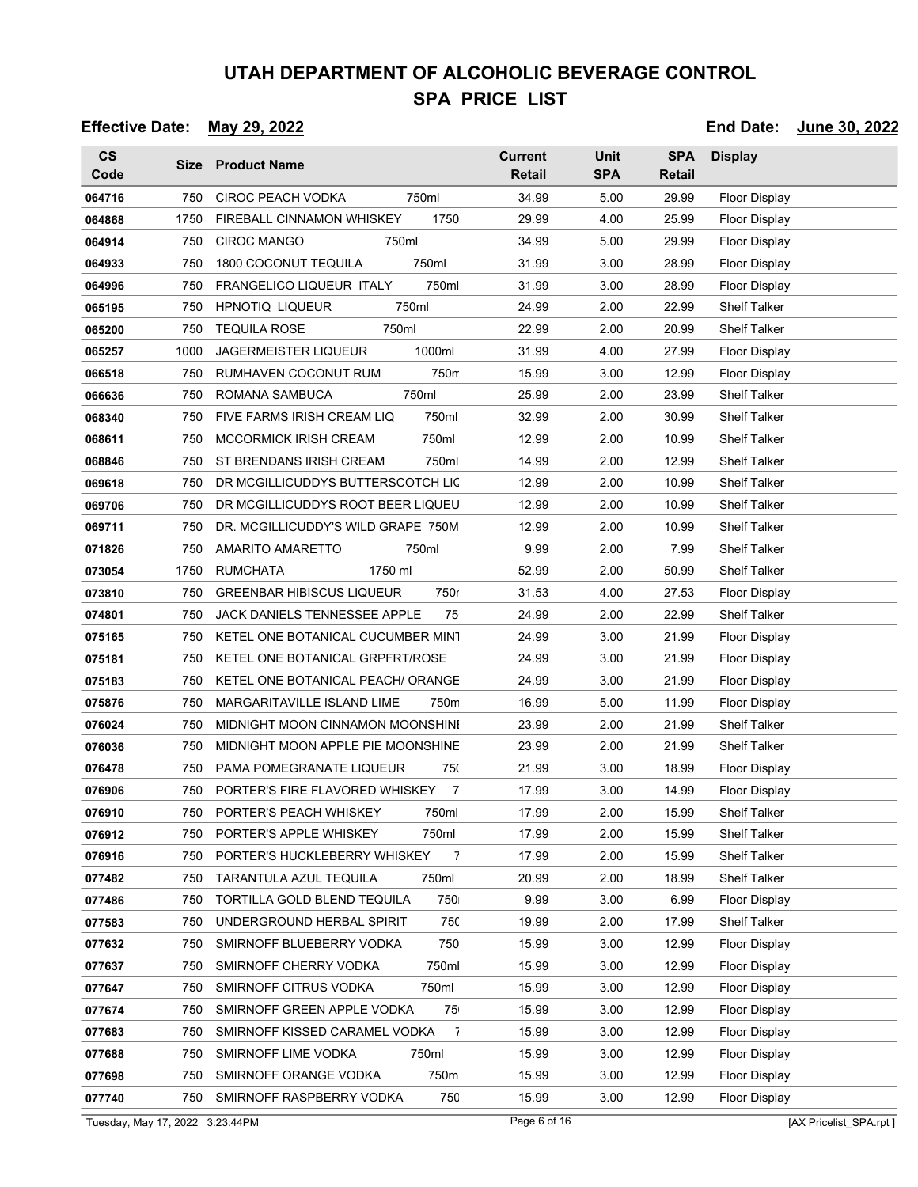# UTAH DEPARTMENT OF ALCOHOLIC BEVERAGE CONTROL

## SPA PRICE LIST

**Effective Date:** May 29, 2022 **End Date:** June 30, 2022

| CS Code | Size | Product Name | Current Retail | Unit SPA | SPA Retail | Display |
|---|---|---|---|---|---|---|
| 064716 | 750 | CIROC PEACH VODKA 750ml | 34.99 | 5.00 | 29.99 | Floor Display |
| 064868 | 1750 | FIREBALL CINNAMON WHISKEY 1750 | 29.99 | 4.00 | 25.99 | Floor Display |
| 064914 | 750 | CIROC MANGO 750ml | 34.99 | 5.00 | 29.99 | Floor Display |
| 064933 | 750 | 1800 COCONUT TEQUILA 750ml | 31.99 | 3.00 | 28.99 | Floor Display |
| 064996 | 750 | FRANGELICO LIQUEUR ITALY 750ml | 31.99 | 3.00 | 28.99 | Floor Display |
| 065195 | 750 | HPNOTIQ LIQUEUR 750ml | 24.99 | 2.00 | 22.99 | Shelf Talker |
| 065200 | 750 | TEQUILA ROSE 750ml | 22.99 | 2.00 | 20.99 | Shelf Talker |
| 065257 | 1000 | JAGERMEISTER LIQUEUR 1000ml | 31.99 | 4.00 | 27.99 | Floor Display |
| 066518 | 750 | RUMHAVEN COCONUT RUM 750m | 15.99 | 3.00 | 12.99 | Floor Display |
| 066636 | 750 | ROMANA SAMBUCA 750ml | 25.99 | 2.00 | 23.99 | Shelf Talker |
| 068340 | 750 | FIVE FARMS IRISH CREAM LIQ 750ml | 32.99 | 2.00 | 30.99 | Shelf Talker |
| 068611 | 750 | MCCORMICK IRISH CREAM 750ml | 12.99 | 2.00 | 10.99 | Shelf Talker |
| 068846 | 750 | ST BRENDANS IRISH CREAM 750ml | 14.99 | 2.00 | 12.99 | Shelf Talker |
| 069618 | 750 | DR MCGILLICUDDYS BUTTERSCOTCH LIC | 12.99 | 2.00 | 10.99 | Shelf Talker |
| 069706 | 750 | DR MCGILLICUDDYS ROOT BEER LIQUEU | 12.99 | 2.00 | 10.99 | Shelf Talker |
| 069711 | 750 | DR. MCGILLICUDDY'S WILD GRAPE 750M | 12.99 | 2.00 | 10.99 | Shelf Talker |
| 071826 | 750 | AMARITO AMARETTO 750ml | 9.99 | 2.00 | 7.99 | Shelf Talker |
| 073054 | 1750 | RUMCHATA 1750 ml | 52.99 | 2.00 | 50.99 | Shelf Talker |
| 073810 | 750 | GREENBAR HIBISCUS LIQUEUR 750r | 31.53 | 4.00 | 27.53 | Floor Display |
| 074801 | 750 | JACK DANIELS TENNESSEE APPLE 75 | 24.99 | 2.00 | 22.99 | Shelf Talker |
| 075165 | 750 | KETEL ONE BOTANICAL CUCUMBER MINT | 24.99 | 3.00 | 21.99 | Floor Display |
| 075181 | 750 | KETEL ONE BOTANICAL GRPFRT/ROSE | 24.99 | 3.00 | 21.99 | Floor Display |
| 075183 | 750 | KETEL ONE BOTANICAL PEACH/ ORANGE | 24.99 | 3.00 | 21.99 | Floor Display |
| 075876 | 750 | MARGARITAVILLE ISLAND LIME 750m | 16.99 | 5.00 | 11.99 | Floor Display |
| 076024 | 750 | MIDNIGHT MOON CINNAMON MOONSHINI | 23.99 | 2.00 | 21.99 | Shelf Talker |
| 076036 | 750 | MIDNIGHT MOON APPLE PIE MOONSHINE | 23.99 | 2.00 | 21.99 | Shelf Talker |
| 076478 | 750 | PAMA POMEGRANATE LIQUEUR 75( | 21.99 | 3.00 | 18.99 | Floor Display |
| 076906 | 750 | PORTER'S FIRE FLAVORED WHISKEY 7 | 17.99 | 3.00 | 14.99 | Floor Display |
| 076910 | 750 | PORTER'S PEACH WHISKEY 750ml | 17.99 | 2.00 | 15.99 | Shelf Talker |
| 076912 | 750 | PORTER'S APPLE WHISKEY 750ml | 17.99 | 2.00 | 15.99 | Shelf Talker |
| 076916 | 750 | PORTER'S HUCKLEBERRY WHISKEY 7 | 17.99 | 2.00 | 15.99 | Shelf Talker |
| 077482 | 750 | TARANTULA AZUL TEQUILA 750ml | 20.99 | 2.00 | 18.99 | Shelf Talker |
| 077486 | 750 | TORTILLA GOLD BLEND TEQUILA 750 | 9.99 | 3.00 | 6.99 | Floor Display |
| 077583 | 750 | UNDERGROUND HERBAL SPIRIT 750 | 19.99 | 2.00 | 17.99 | Shelf Talker |
| 077632 | 750 | SMIRNOFF BLUEBERRY VODKA 750 | 15.99 | 3.00 | 12.99 | Floor Display |
| 077637 | 750 | SMIRNOFF CHERRY VODKA 750ml | 15.99 | 3.00 | 12.99 | Floor Display |
| 077647 | 750 | SMIRNOFF CITRUS VODKA 750ml | 15.99 | 3.00 | 12.99 | Floor Display |
| 077674 | 750 | SMIRNOFF GREEN APPLE VODKA 75 | 15.99 | 3.00 | 12.99 | Floor Display |
| 077683 | 750 | SMIRNOFF KISSED CARAMEL VODKA 7 | 15.99 | 3.00 | 12.99 | Floor Display |
| 077688 | 750 | SMIRNOFF LIME VODKA 750ml | 15.99 | 3.00 | 12.99 | Floor Display |
| 077698 | 750 | SMIRNOFF ORANGE VODKA 750m | 15.99 | 3.00 | 12.99 | Floor Display |
| 077740 | 750 | SMIRNOFF RASPBERRY VODKA 750 | 15.99 | 3.00 | 12.99 | Floor Display |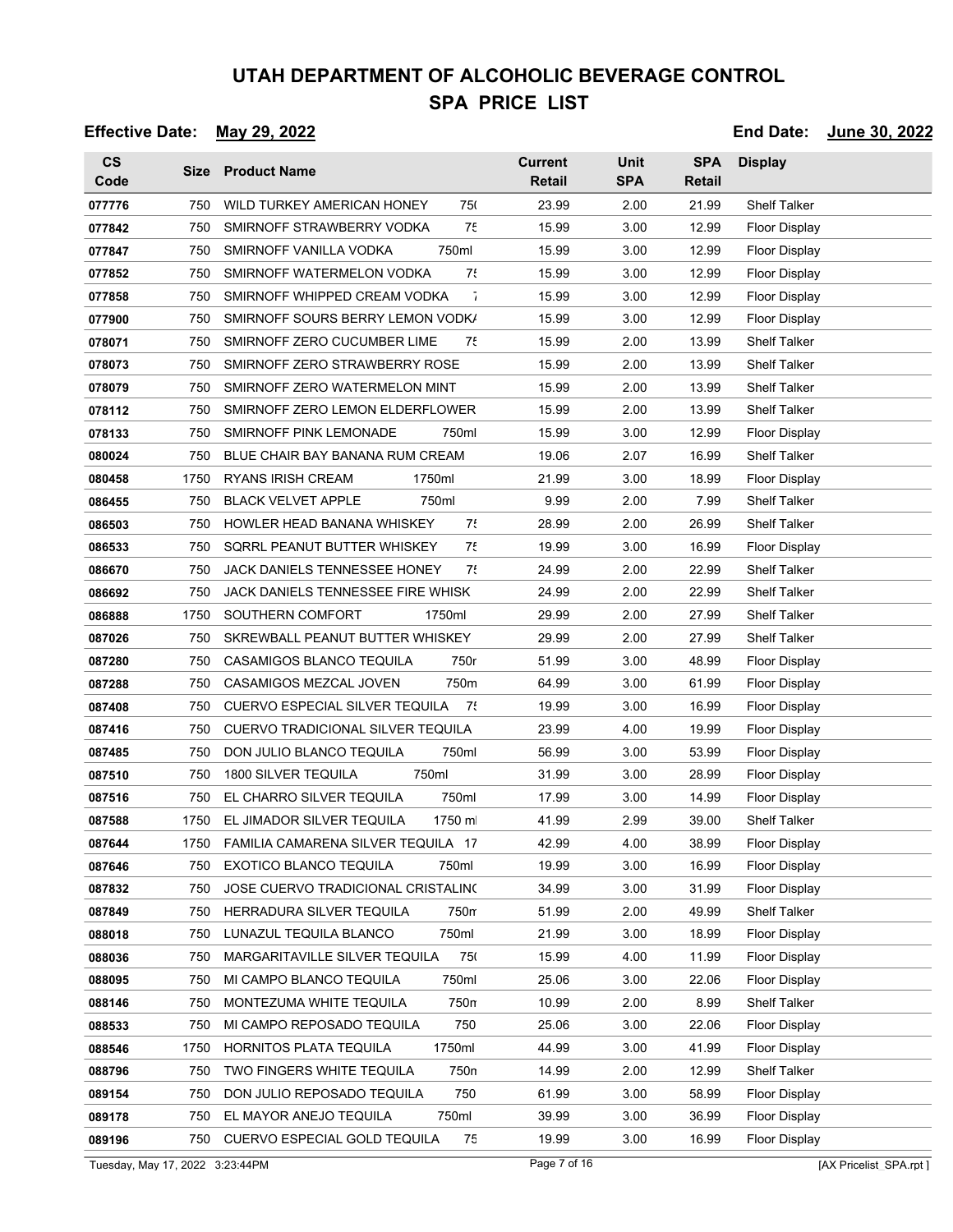# UTAH DEPARTMENT OF ALCOHOLIC BEVERAGE CONTROL
## SPA PRICE LIST

**Effective Date:** May 29, 2022 **End Date:** June 30, 2022

| CS Code | Size | Product Name | Current Retail | Unit SPA | SPA Retail | Display |
|---|---|---|---|---|---|---|
| 077776 | 750 | WILD TURKEY AMERICAN HONEY 75( | 23.99 | 2.00 | 21.99 | Shelf Talker |
| 077842 | 750 | SMIRNOFF STRAWBERRY VODKA 75 | 15.99 | 3.00 | 12.99 | Floor Display |
| 077847 | 750 | SMIRNOFF VANILLA VODKA 750ml | 15.99 | 3.00 | 12.99 | Floor Display |
| 077852 | 750 | SMIRNOFF WATERMELON VODKA 75 | 15.99 | 3.00 | 12.99 | Floor Display |
| 077858 | 750 | SMIRNOFF WHIPPED CREAM VODKA 7 | 15.99 | 3.00 | 12.99 | Floor Display |
| 077900 | 750 | SMIRNOFF SOURS BERRY LEMON VODK/ | 15.99 | 3.00 | 12.99 | Floor Display |
| 078071 | 750 | SMIRNOFF ZERO CUCUMBER LIME 75 | 15.99 | 2.00 | 13.99 | Shelf Talker |
| 078073 | 750 | SMIRNOFF ZERO STRAWBERRY ROSE | 15.99 | 2.00 | 13.99 | Shelf Talker |
| 078079 | 750 | SMIRNOFF ZERO WATERMELON MINT | 15.99 | 2.00 | 13.99 | Shelf Talker |
| 078112 | 750 | SMIRNOFF ZERO LEMON ELDERFLOWER | 15.99 | 2.00 | 13.99 | Shelf Talker |
| 078133 | 750 | SMIRNOFF PINK LEMONADE 750ml | 15.99 | 3.00 | 12.99 | Floor Display |
| 080024 | 750 | BLUE CHAIR BAY BANANA RUM CREAM | 19.06 | 2.07 | 16.99 | Shelf Talker |
| 080458 | 1750 | RYANS IRISH CREAM 1750ml | 21.99 | 3.00 | 18.99 | Floor Display |
| 086455 | 750 | BLACK VELVET APPLE 750ml | 9.99 | 2.00 | 7.99 | Shelf Talker |
| 086503 | 750 | HOWLER HEAD BANANA WHISKEY 75 | 28.99 | 2.00 | 26.99 | Shelf Talker |
| 086533 | 750 | SQRRL PEANUT BUTTER WHISKEY 75 | 19.99 | 3.00 | 16.99 | Floor Display |
| 086670 | 750 | JACK DANIELS TENNESSEE HONEY 75 | 24.99 | 2.00 | 22.99 | Shelf Talker |
| 086692 | 750 | JACK DANIELS TENNESSEE FIRE WHISK | 24.99 | 2.00 | 22.99 | Shelf Talker |
| 086888 | 1750 | SOUTHERN COMFORT 1750ml | 29.99 | 2.00 | 27.99 | Shelf Talker |
| 087026 | 750 | SKREWBALL PEANUT BUTTER WHISKEY | 29.99 | 2.00 | 27.99 | Shelf Talker |
| 087280 | 750 | CASAMIGOS BLANCO TEQUILA 750r | 51.99 | 3.00 | 48.99 | Floor Display |
| 087288 | 750 | CASAMIGOS MEZCAL JOVEN 750m | 64.99 | 3.00 | 61.99 | Floor Display |
| 087408 | 750 | CUERVO ESPECIAL SILVER TEQUILA 75 | 19.99 | 3.00 | 16.99 | Floor Display |
| 087416 | 750 | CUERVO TRADICIONAL SILVER TEQUILA | 23.99 | 4.00 | 19.99 | Floor Display |
| 087485 | 750 | DON JULIO BLANCO TEQUILA 750ml | 56.99 | 3.00 | 53.99 | Floor Display |
| 087510 | 750 | 1800 SILVER TEQUILA 750ml | 31.99 | 3.00 | 28.99 | Floor Display |
| 087516 | 750 | EL CHARRO SILVER TEQUILA 750ml | 17.99 | 3.00 | 14.99 | Floor Display |
| 087588 | 1750 | EL JIMADOR SILVER TEQUILA 1750 ml | 41.99 | 2.99 | 39.00 | Shelf Talker |
| 087644 | 1750 | FAMILIA CAMARENA SILVER TEQUILA 17 | 42.99 | 4.00 | 38.99 | Floor Display |
| 087646 | 750 | EXOTICO BLANCO TEQUILA 750ml | 19.99 | 3.00 | 16.99 | Floor Display |
| 087832 | 750 | JOSE CUERVO TRADICIONAL CRISTALIN( | 34.99 | 3.00 | 31.99 | Floor Display |
| 087849 | 750 | HERRADURA SILVER TEQUILA 750m | 51.99 | 2.00 | 49.99 | Shelf Talker |
| 088018 | 750 | LUNAZUL TEQUILA BLANCO 750ml | 21.99 | 3.00 | 18.99 | Floor Display |
| 088036 | 750 | MARGARITAVILLE SILVER TEQUILA 75( | 15.99 | 4.00 | 11.99 | Floor Display |
| 088095 | 750 | MI CAMPO BLANCO TEQUILA 750ml | 25.06 | 3.00 | 22.06 | Floor Display |
| 088146 | 750 | MONTEZUMA WHITE TEQUILA 750m | 10.99 | 2.00 | 8.99 | Shelf Talker |
| 088533 | 750 | MI CAMPO REPOSADO TEQUILA 750 | 25.06 | 3.00 | 22.06 | Floor Display |
| 088546 | 1750 | HORNITOS PLATA TEQUILA 1750ml | 44.99 | 3.00 | 41.99 | Floor Display |
| 088796 | 750 | TWO FINGERS WHITE TEQUILA 750n | 14.99 | 2.00 | 12.99 | Shelf Talker |
| 089154 | 750 | DON JULIO REPOSADO TEQUILA 750 | 61.99 | 3.00 | 58.99 | Floor Display |
| 089178 | 750 | EL MAYOR ANEJO TEQUILA 750ml | 39.99 | 3.00 | 36.99 | Floor Display |
| 089196 | 750 | CUERVO ESPECIAL GOLD TEQUILA 75 | 19.99 | 3.00 | 16.99 | Floor Display |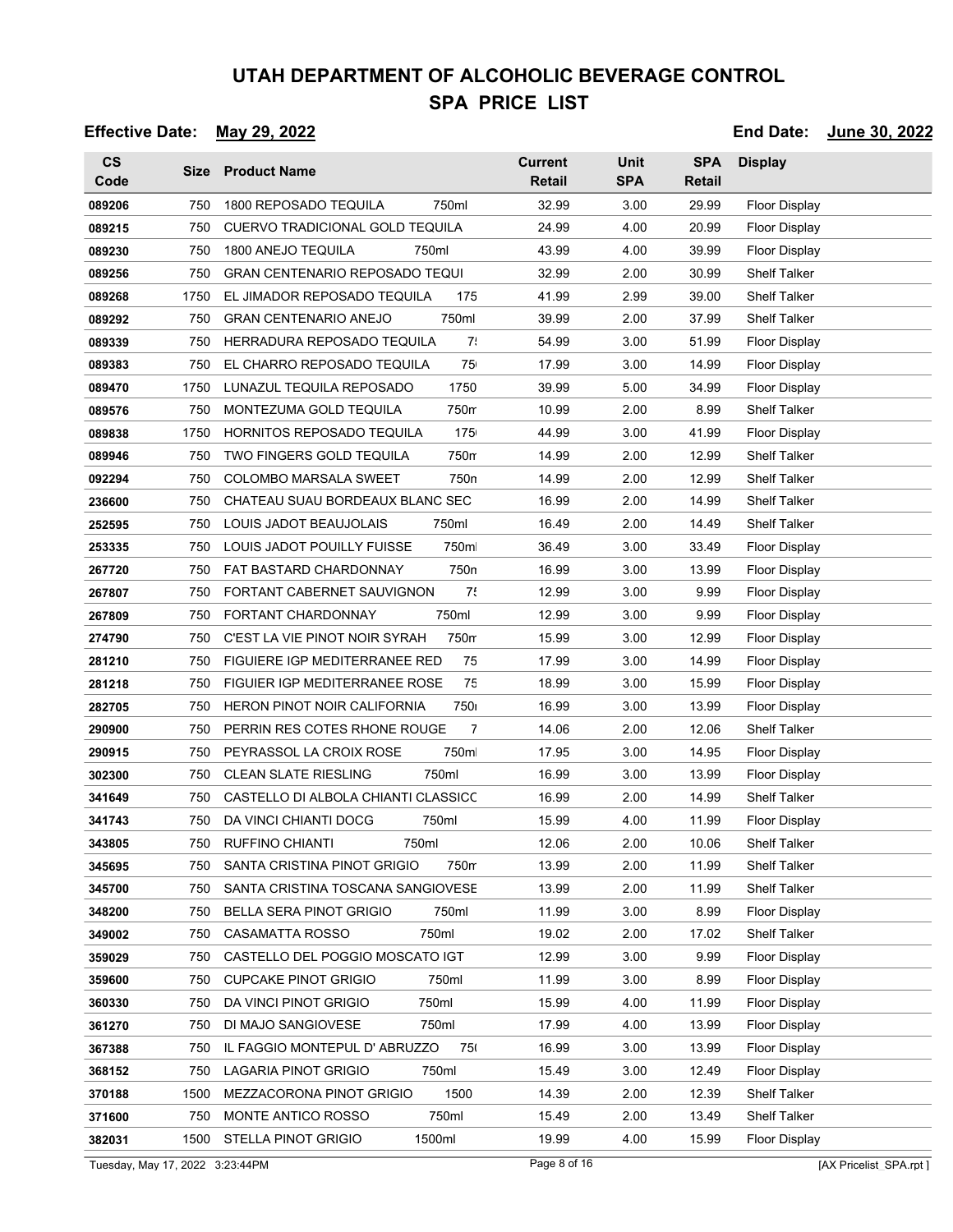# UTAH DEPARTMENT OF ALCOHOLIC BEVERAGE CONTROL

# SPA PRICE LIST

**Effective Date:** May 29, 2022 **End Date:** June 30, 2022

| CS Code | Size | Product Name | Current Retail | Unit SPA | SPA Retail | Display |
|---|---|---|---|---|---|---|
| 089206 | 750 | 1800 REPOSADO TEQUILA 750ml | 32.99 | 3.00 | 29.99 | Floor Display |
| 089215 | 750 | CUERVO TRADICIONAL GOLD TEQUILA | 24.99 | 4.00 | 20.99 | Floor Display |
| 089230 | 750 | 1800 ANEJO TEQUILA 750ml | 43.99 | 4.00 | 39.99 | Floor Display |
| 089256 | 750 | GRAN CENTENARIO REPOSADO TEQUI | 32.99 | 2.00 | 30.99 | Shelf Talker |
| 089268 | 1750 | EL JIMADOR REPOSADO TEQUILA 175 | 41.99 | 2.99 | 39.00 | Shelf Talker |
| 089292 | 750 | GRAN CENTENARIO ANEJO 750ml | 39.99 | 2.00 | 37.99 | Shelf Talker |
| 089339 | 750 | HERRADURA REPOSADO TEQUILA 7! | 54.99 | 3.00 | 51.99 | Floor Display |
| 089383 | 750 | EL CHARRO REPOSADO TEQUILA 75 | 17.99 | 3.00 | 14.99 | Floor Display |
| 089470 | 1750 | LUNAZUL TEQUILA REPOSADO 1750 | 39.99 | 5.00 | 34.99 | Floor Display |
| 089576 | 750 | MONTEZUMA GOLD TEQUILA 750m | 10.99 | 2.00 | 8.99 | Shelf Talker |
| 089838 | 1750 | HORNITOS REPOSADO TEQUILA 175 | 44.99 | 3.00 | 41.99 | Floor Display |
| 089946 | 750 | TWO FINGERS GOLD TEQUILA 750m | 14.99 | 2.00 | 12.99 | Shelf Talker |
| 092294 | 750 | COLOMBO MARSALA SWEET 750n | 14.99 | 2.00 | 12.99 | Shelf Talker |
| 236600 | 750 | CHATEAU SUAU BORDEAUX BLANC SEC | 16.99 | 2.00 | 14.99 | Shelf Talker |
| 252595 | 750 | LOUIS JADOT BEAUJOLAIS 750ml | 16.49 | 2.00 | 14.49 | Shelf Talker |
| 253335 | 750 | LOUIS JADOT POUILLY FUISSE 750ml | 36.49 | 3.00 | 33.49 | Floor Display |
| 267720 | 750 | FAT BASTARD CHARDONNAY 750n | 16.99 | 3.00 | 13.99 | Floor Display |
| 267807 | 750 | FORTANT CABERNET SAUVIGNON 7! | 12.99 | 3.00 | 9.99 | Floor Display |
| 267809 | 750 | FORTANT CHARDONNAY 750ml | 12.99 | 3.00 | 9.99 | Floor Display |
| 274790 | 750 | C'EST LA VIE PINOT NOIR SYRAH 750m | 15.99 | 3.00 | 12.99 | Floor Display |
| 281210 | 750 | FIGUIERE IGP MEDITERRANEE RED 75 | 17.99 | 3.00 | 14.99 | Floor Display |
| 281218 | 750 | FIGUIER IGP MEDITERRANEE ROSE 75 | 18.99 | 3.00 | 15.99 | Floor Display |
| 282705 | 750 | HERON PINOT NOIR CALIFORNIA 750 | 16.99 | 3.00 | 13.99 | Floor Display |
| 290900 | 750 | PERRIN RES COTES RHONE ROUGE 7 | 14.06 | 2.00 | 12.06 | Shelf Talker |
| 290915 | 750 | PEYRASSOL LA CROIX ROSE 750ml | 17.95 | 3.00 | 14.95 | Floor Display |
| 302300 | 750 | CLEAN SLATE RIESLING 750ml | 16.99 | 3.00 | 13.99 | Floor Display |
| 341649 | 750 | CASTELLO DI ALBOLA CHIANTI CLASSICC | 16.99 | 2.00 | 14.99 | Shelf Talker |
| 341743 | 750 | DA VINCI CHIANTI DOCG 750ml | 15.99 | 4.00 | 11.99 | Floor Display |
| 343805 | 750 | RUFFINO CHIANTI 750ml | 12.06 | 2.00 | 10.06 | Shelf Talker |
| 345695 | 750 | SANTA CRISTINA PINOT GRIGIO 750m | 13.99 | 2.00 | 11.99 | Shelf Talker |
| 345700 | 750 | SANTA CRISTINA TOSCANA SANGIOVESE | 13.99 | 2.00 | 11.99 | Shelf Talker |
| 348200 | 750 | BELLA SERA PINOT GRIGIO 750ml | 11.99 | 3.00 | 8.99 | Floor Display |
| 349002 | 750 | CASAMATTA ROSSO 750ml | 19.02 | 2.00 | 17.02 | Shelf Talker |
| 359029 | 750 | CASTELLO DEL POGGIO MOSCATO IGT | 12.99 | 3.00 | 9.99 | Floor Display |
| 359600 | 750 | CUPCAKE PINOT GRIGIO 750ml | 11.99 | 3.00 | 8.99 | Floor Display |
| 360330 | 750 | DA VINCI PINOT GRIGIO 750ml | 15.99 | 4.00 | 11.99 | Floor Display |
| 361270 | 750 | DI MAJO SANGIOVESE 750ml | 17.99 | 4.00 | 13.99 | Floor Display |
| 367388 | 750 | IL FAGGIO MONTEPUL D' ABRUZZO 75 | 16.99 | 3.00 | 13.99 | Floor Display |
| 368152 | 750 | LAGARIA PINOT GRIGIO 750ml | 15.49 | 3.00 | 12.49 | Floor Display |
| 370188 | 1500 | MEZZACORONA PINOT GRIGIO 1500 | 14.39 | 2.00 | 12.39 | Shelf Talker |
| 371600 | 750 | MONTE ANTICO ROSSO 750ml | 15.49 | 2.00 | 13.49 | Shelf Talker |
| 382031 | 1500 | STELLA PINOT GRIGIO 1500ml | 19.99 | 4.00 | 15.99 | Floor Display |

Tuesday, May 17, 2022 3:23:44PM [AX Pricelist_SPA.rpt ]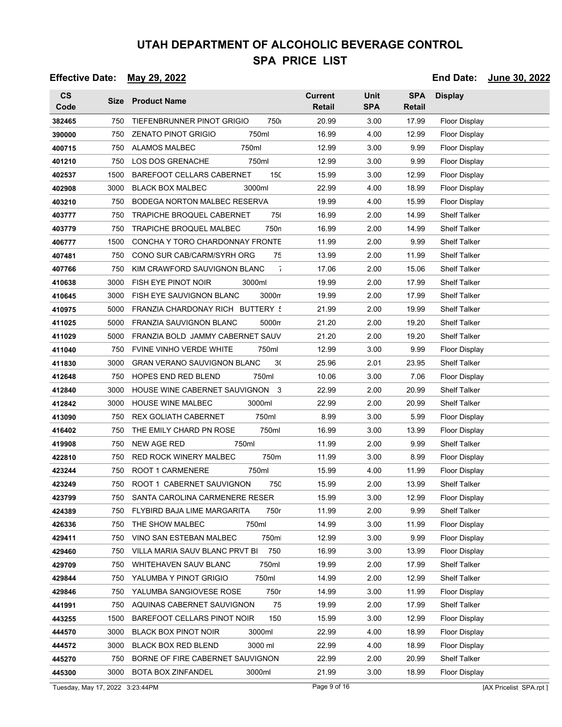# UTAH DEPARTMENT OF ALCOHOLIC BEVERAGE CONTROL
## SPA PRICE LIST

**Effective Date:** May 29, 2022 **End Date:** June 30, 2022

| CS Code | Size | Product Name | Current Retail | Unit SPA | SPA Retail | Display |
|---|---|---|---|---|---|---|
| 382465 | 750 | TIEFENBRUNNER PINOT GRIGIO 750 | 20.99 | 3.00 | 17.99 | Floor Display |
| 390000 | 750 | ZENATO PINOT GRIGIO 750ml | 16.99 | 4.00 | 12.99 | Floor Display |
| 400715 | 750 | ALAMOS MALBEC 750ml | 12.99 | 3.00 | 9.99 | Floor Display |
| 401210 | 750 | LOS DOS GRENACHE 750ml | 12.99 | 3.00 | 9.99 | Floor Display |
| 402537 | 1500 | BAREFOOT CELLARS CABERNET 150 | 15.99 | 3.00 | 12.99 | Floor Display |
| 402908 | 3000 | BLACK BOX MALBEC 3000ml | 22.99 | 4.00 | 18.99 | Floor Display |
| 403210 | 750 | BODEGA NORTON MALBEC RESERVA | 19.99 | 4.00 | 15.99 | Floor Display |
| 403777 | 750 | TRAPICHE BROQUEL CABERNET 75 | 16.99 | 2.00 | 14.99 | Shelf Talker |
| 403779 | 750 | TRAPICHE BROQUEL MALBEC 750 | 16.99 | 2.00 | 14.99 | Shelf Talker |
| 406777 | 1500 | CONCHA Y TORO CHARDONNAY FRONTE | 11.99 | 2.00 | 9.99 | Shelf Talker |
| 407481 | 750 | CONO SUR CAB/CARM/SYRH ORG 75 | 13.99 | 2.00 | 11.99 | Shelf Talker |
| 407766 | 750 | KIM CRAWFORD SAUVIGNON BLANC 7 | 17.06 | 2.00 | 15.06 | Shelf Talker |
| 410638 | 3000 | FISH EYE PINOT NOIR 3000ml | 19.99 | 2.00 | 17.99 | Shelf Talker |
| 410645 | 3000 | FISH EYE SAUVIGNON BLANC 3000m | 19.99 | 2.00 | 17.99 | Shelf Talker |
| 410975 | 5000 | FRANZIA CHARDONAY RICH BUTTERY 5 | 21.99 | 2.00 | 19.99 | Shelf Talker |
| 411025 | 5000 | FRANZIA SAUVIGNON BLANC 5000m | 21.20 | 2.00 | 19.20 | Shelf Talker |
| 411029 | 5000 | FRANZIA BOLD JAMMY CABERNET SAUV | 21.20 | 2.00 | 19.20 | Shelf Talker |
| 411040 | 750 | FVINE VINHO VERDE WHITE 750ml | 12.99 | 3.00 | 9.99 | Floor Display |
| 411830 | 3000 | GRAN VERANO SAUVIGNON BLANC 3 | 25.96 | 2.01 | 23.95 | Shelf Talker |
| 412648 | 750 | HOPES END RED BLEND 750ml | 10.06 | 3.00 | 7.06 | Floor Display |
| 412840 | 3000 | HOUSE WINE CABERNET SAUVIGNON 3 | 22.99 | 2.00 | 20.99 | Shelf Talker |
| 412842 | 3000 | HOUSE WINE MALBEC 3000ml | 22.99 | 2.00 | 20.99 | Shelf Talker |
| 413090 | 750 | REX GOLIATH CABERNET 750ml | 8.99 | 3.00 | 5.99 | Floor Display |
| 416402 | 750 | THE EMILY CHARD PN ROSE 750ml | 16.99 | 3.00 | 13.99 | Floor Display |
| 419908 | 750 | NEW AGE RED 750ml | 11.99 | 2.00 | 9.99 | Shelf Talker |
| 422810 | 750 | RED ROCK WINERY MALBEC 750m | 11.99 | 3.00 | 8.99 | Floor Display |
| 423244 | 750 | ROOT 1 CARMENERE 750ml | 15.99 | 4.00 | 11.99 | Floor Display |
| 423249 | 750 | ROOT 1 CABERNET SAUVIGNON 750 | 15.99 | 2.00 | 13.99 | Shelf Talker |
| 423799 | 750 | SANTA CAROLINA CARMENERE RESER | 15.99 | 3.00 | 12.99 | Floor Display |
| 424389 | 750 | FLYBIRD BAJA LIME MARGARITA 750r | 11.99 | 2.00 | 9.99 | Shelf Talker |
| 426336 | 750 | THE SHOW MALBEC 750ml | 14.99 | 3.00 | 11.99 | Floor Display |
| 429411 | 750 | VINO SAN ESTEBAN MALBEC 750ml | 12.99 | 3.00 | 9.99 | Floor Display |
| 429460 | 750 | VILLA MARIA SAUV BLANC PRVT BI 750 | 16.99 | 3.00 | 13.99 | Floor Display |
| 429709 | 750 | WHITEHAVEN SAUV BLANC 750ml | 19.99 | 2.00 | 17.99 | Shelf Talker |
| 429844 | 750 | YALUMBA Y PINOT GRIGIO 750ml | 14.99 | 2.00 | 12.99 | Shelf Talker |
| 429846 | 750 | YALUMBA SANGIOVESE ROSE 750r | 14.99 | 3.00 | 11.99 | Floor Display |
| 441991 | 750 | AQUINAS CABERNET SAUVIGNON 75 | 19.99 | 2.00 | 17.99 | Shelf Talker |
| 443255 | 1500 | BAREFOOT CELLARS PINOT NOIR 150 | 15.99 | 3.00 | 12.99 | Floor Display |
| 444570 | 3000 | BLACK BOX PINOT NOIR 3000ml | 22.99 | 4.00 | 18.99 | Floor Display |
| 444572 | 3000 | BLACK BOX RED BLEND 3000 ml | 22.99 | 4.00 | 18.99 | Floor Display |
| 445270 | 750 | BORNE OF FIRE CABERNET SAUVIGNON | 22.99 | 2.00 | 20.99 | Shelf Talker |
| 445300 | 3000 | BOTA BOX ZINFANDEL 3000ml | 21.99 | 3.00 | 18.99 | Floor Display |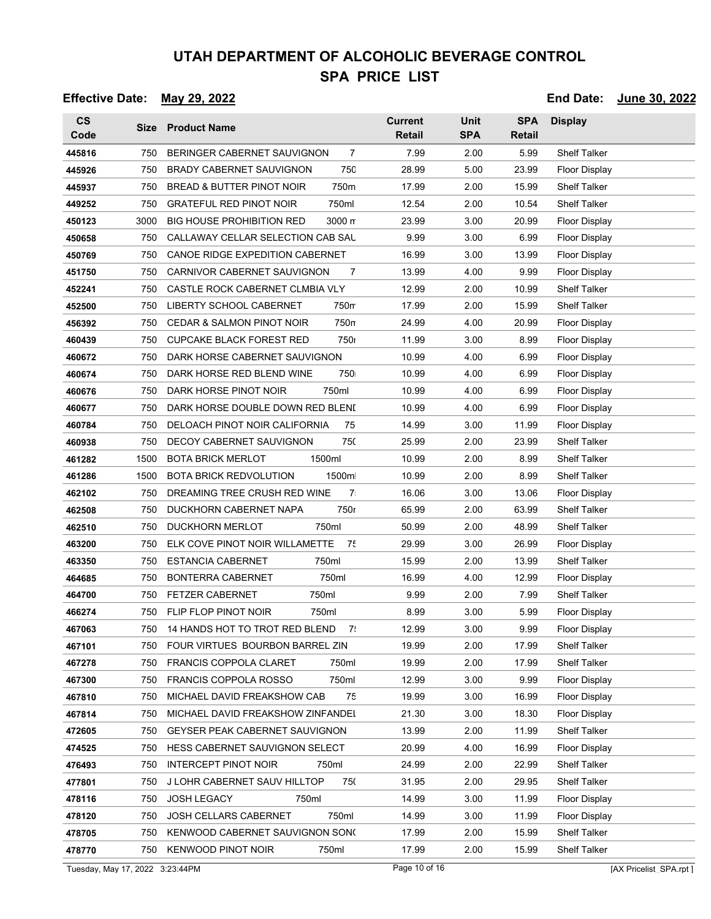# UTAH DEPARTMENT OF ALCOHOLIC BEVERAGE CONTROL

## SPA PRICE LIST

**Effective Date:** May 29, 2022 **End Date:** June 30, 2022

| CS Code | Size | Product Name | Current Retail | Unit SPA | SPA Retail | Display |
|---|---|---|---|---|---|---|
| 445816 | 750 | BERINGER CABERNET SAUVIGNON 7 | 7.99 | 2.00 | 5.99 | Shelf Talker |
| 445926 | 750 | BRADY CABERNET SAUVIGNON 750 | 28.99 | 5.00 | 23.99 | Floor Display |
| 445937 | 750 | BREAD & BUTTER PINOT NOIR 750m | 17.99 | 2.00 | 15.99 | Shelf Talker |
| 449252 | 750 | GRATEFUL RED PINOT NOIR 750ml | 12.54 | 2.00 | 10.54 | Shelf Talker |
| 450123 | 3000 | BIG HOUSE PROHIBITION RED 3000 m | 23.99 | 3.00 | 20.99 | Floor Display |
| 450658 | 750 | CALLAWAY CELLAR SELECTION CAB SAU | 9.99 | 3.00 | 6.99 | Floor Display |
| 450769 | 750 | CANOE RIDGE EXPEDITION CABERNET | 16.99 | 3.00 | 13.99 | Floor Display |
| 451750 | 750 | CARNIVOR CABERNET SAUVIGNON 7 | 13.99 | 4.00 | 9.99 | Floor Display |
| 452241 | 750 | CASTLE ROCK CABERNET CLMBIA VLY | 12.99 | 2.00 | 10.99 | Shelf Talker |
| 452500 | 750 | LIBERTY SCHOOL CABERNET 750m | 17.99 | 2.00 | 15.99 | Shelf Talker |
| 456392 | 750 | CEDAR & SALMON PINOT NOIR 750m | 24.99 | 4.00 | 20.99 | Floor Display |
| 460439 | 750 | CUPCAKE BLACK FOREST RED 750 | 11.99 | 3.00 | 8.99 | Floor Display |
| 460672 | 750 | DARK HORSE CABERNET SAUVIGNON | 10.99 | 4.00 | 6.99 | Floor Display |
| 460674 | 750 | DARK HORSE RED BLEND WINE 750 | 10.99 | 4.00 | 6.99 | Floor Display |
| 460676 | 750 | DARK HORSE PINOT NOIR 750ml | 10.99 | 4.00 | 6.99 | Floor Display |
| 460677 | 750 | DARK HORSE DOUBLE DOWN RED BLENI | 10.99 | 4.00 | 6.99 | Floor Display |
| 460784 | 750 | DELOACH PINOT NOIR CALIFORNIA 75 | 14.99 | 3.00 | 11.99 | Floor Display |
| 460938 | 750 | DECOY CABERNET SAUVIGNON 750 | 25.99 | 2.00 | 23.99 | Shelf Talker |
| 461282 | 1500 | BOTA BRICK MERLOT 1500ml | 10.99 | 2.00 | 8.99 | Shelf Talker |
| 461286 | 1500 | BOTA BRICK REDVOLUTION 1500ml | 10.99 | 2.00 | 8.99 | Shelf Talker |
| 462102 | 750 | DREAMING TREE CRUSH RED WINE 7 | 16.06 | 3.00 | 13.06 | Floor Display |
| 462508 | 750 | DUCKHORN CABERNET NAPA 750 | 65.99 | 2.00 | 63.99 | Shelf Talker |
| 462510 | 750 | DUCKHORN MERLOT 750ml | 50.99 | 2.00 | 48.99 | Shelf Talker |
| 463200 | 750 | ELK COVE PINOT NOIR WILLAMETTE 75 | 29.99 | 3.00 | 26.99 | Floor Display |
| 463350 | 750 | ESTANCIA CABERNET 750ml | 15.99 | 2.00 | 13.99 | Shelf Talker |
| 464685 | 750 | BONTERRA CABERNET 750ml | 16.99 | 4.00 | 12.99 | Floor Display |
| 464700 | 750 | FETZER CABERNET 750ml | 9.99 | 2.00 | 7.99 | Shelf Talker |
| 466274 | 750 | FLIP FLOP PINOT NOIR 750ml | 8.99 | 3.00 | 5.99 | Floor Display |
| 467063 | 750 | 14 HANDS HOT TO TROT RED BLEND 7 | 12.99 | 3.00 | 9.99 | Floor Display |
| 467101 | 750 | FOUR VIRTUES BOURBON BARREL ZIN | 19.99 | 2.00 | 17.99 | Shelf Talker |
| 467278 | 750 | FRANCIS COPPOLA CLARET 750ml | 19.99 | 2.00 | 17.99 | Shelf Talker |
| 467300 | 750 | FRANCIS COPPOLA ROSSO 750ml | 12.99 | 3.00 | 9.99 | Floor Display |
| 467810 | 750 | MICHAEL DAVID FREAKSHOW CAB 75 | 19.99 | 3.00 | 16.99 | Floor Display |
| 467814 | 750 | MICHAEL DAVID FREAKSHOW ZINFANDEI | 21.30 | 3.00 | 18.30 | Floor Display |
| 472605 | 750 | GEYSER PEAK CABERNET SAUVIGNON | 13.99 | 2.00 | 11.99 | Shelf Talker |
| 474525 | 750 | HESS CABERNET SAUVIGNON SELECT | 20.99 | 4.00 | 16.99 | Floor Display |
| 476493 | 750 | INTERCEPT PINOT NOIR 750ml | 24.99 | 2.00 | 22.99 | Shelf Talker |
| 477801 | 750 | J LOHR CABERNET SAUV HILLTOP 750 | 31.95 | 2.00 | 29.95 | Shelf Talker |
| 478116 | 750 | JOSH LEGACY 750ml | 14.99 | 3.00 | 11.99 | Floor Display |
| 478120 | 750 | JOSH CELLARS CABERNET 750ml | 14.99 | 3.00 | 11.99 | Floor Display |
| 478705 | 750 | KENWOOD CABERNET SAUVIGNON SON( | 17.99 | 2.00 | 15.99 | Shelf Talker |
| 478770 | 750 | KENWOOD PINOT NOIR 750ml | 17.99 | 2.00 | 15.99 | Shelf Talker |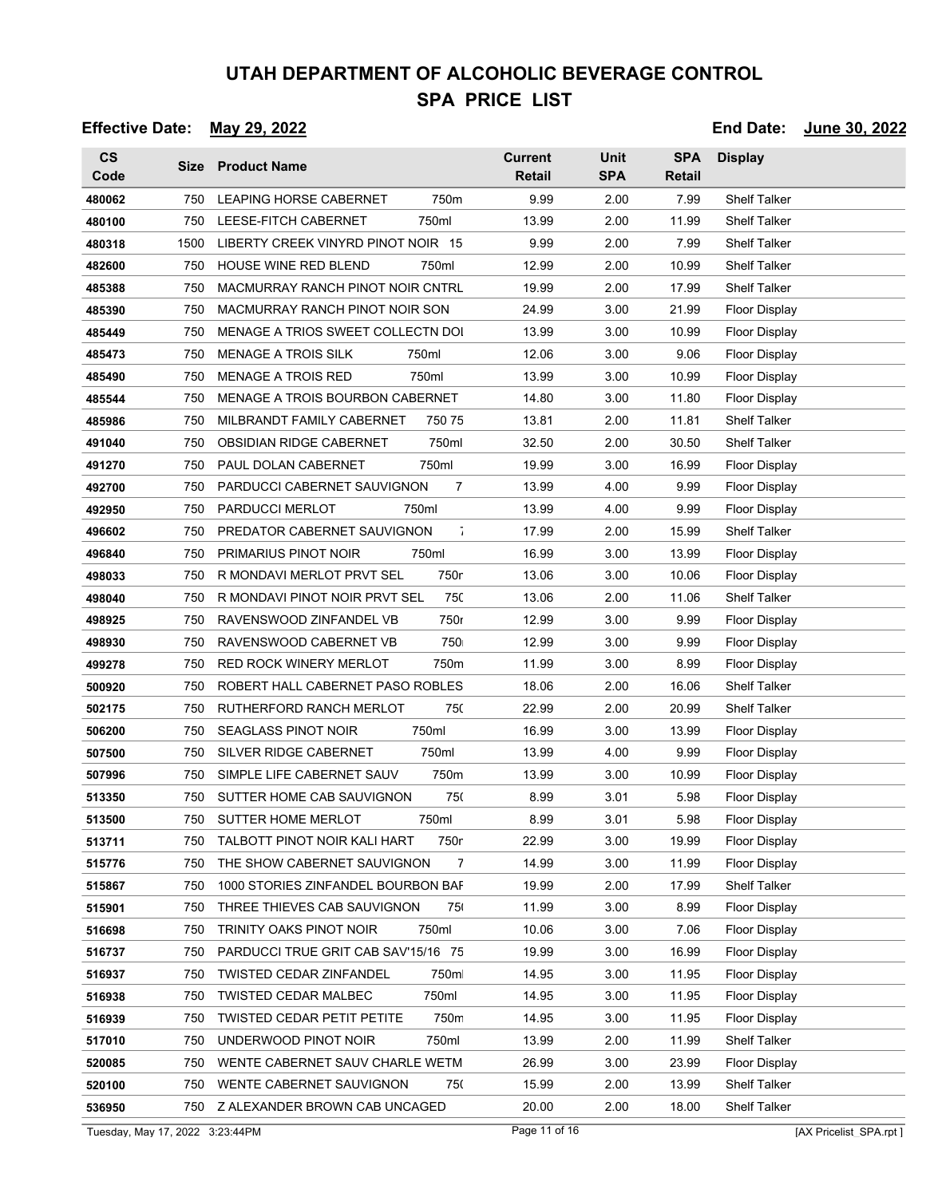# UTAH DEPARTMENT OF ALCOHOLIC BEVERAGE CONTROL
## SPA PRICE LIST

**Effective Date:** May 29, 2022 **End Date:** June 30, 2022

| CS Code | Size | Product Name | Current Retail | Unit SPA | SPA Retail | Display |
|---|---|---|---|---|---|---|
| 480062 | 750 | LEAPING HORSE CABERNET 750m | 9.99 | 2.00 | 7.99 | Shelf Talker |
| 480100 | 750 | LEESE-FITCH CABERNET 750ml | 13.99 | 2.00 | 11.99 | Shelf Talker |
| 480318 | 1500 | LIBERTY CREEK VINYRD PINOT NOIR 15 | 9.99 | 2.00 | 7.99 | Shelf Talker |
| 482600 | 750 | HOUSE WINE RED BLEND 750ml | 12.99 | 2.00 | 10.99 | Shelf Talker |
| 485388 | 750 | MACMURRAY RANCH PINOT NOIR CNTRL | 19.99 | 2.00 | 17.99 | Shelf Talker |
| 485390 | 750 | MACMURRAY RANCH PINOT NOIR SON | 24.99 | 3.00 | 21.99 | Floor Display |
| 485449 | 750 | MENAGE A TRIOS SWEET COLLECTN DOI | 13.99 | 3.00 | 10.99 | Floor Display |
| 485473 | 750 | MENAGE A TROIS SILK 750ml | 12.06 | 3.00 | 9.06 | Floor Display |
| 485490 | 750 | MENAGE A TROIS RED 750ml | 13.99 | 3.00 | 10.99 | Floor Display |
| 485544 | 750 | MENAGE A TROIS BOURBON CABERNET | 14.80 | 3.00 | 11.80 | Floor Display |
| 485986 | 750 | MILBRANDT FAMILY CABERNET 750 75 | 13.81 | 2.00 | 11.81 | Shelf Talker |
| 491040 | 750 | OBSIDIAN RIDGE CABERNET 750ml | 32.50 | 2.00 | 30.50 | Shelf Talker |
| 491270 | 750 | PAUL DOLAN CABERNET 750ml | 19.99 | 3.00 | 16.99 | Floor Display |
| 492700 | 750 | PARDUCCI CABERNET SAUVIGNON 7 | 13.99 | 4.00 | 9.99 | Floor Display |
| 492950 | 750 | PARDUCCI MERLOT 750ml | 13.99 | 4.00 | 9.99 | Floor Display |
| 496602 | 750 | PREDATOR CABERNET SAUVIGNON 7 | 17.99 | 2.00 | 15.99 | Shelf Talker |
| 496840 | 750 | PRIMARIUS PINOT NOIR 750ml | 16.99 | 3.00 | 13.99 | Floor Display |
| 498033 | 750 | R MONDAVI MERLOT PRVT SEL 750r | 13.06 | 3.00 | 10.06 | Floor Display |
| 498040 | 750 | R MONDAVI PINOT NOIR PRVT SEL 750 | 13.06 | 2.00 | 11.06 | Shelf Talker |
| 498925 | 750 | RAVENSWOOD ZINFANDEL VB 750r | 12.99 | 3.00 | 9.99 | Floor Display |
| 498930 | 750 | RAVENSWOOD CABERNET VB 750 | 12.99 | 3.00 | 9.99 | Floor Display |
| 499278 | 750 | RED ROCK WINERY MERLOT 750m | 11.99 | 3.00 | 8.99 | Floor Display |
| 500920 | 750 | ROBERT HALL CABERNET PASO ROBLES | 18.06 | 2.00 | 16.06 | Shelf Talker |
| 502175 | 750 | RUTHERFORD RANCH MERLOT 750 | 22.99 | 2.00 | 20.99 | Shelf Talker |
| 506200 | 750 | SEAGLASS PINOT NOIR 750ml | 16.99 | 3.00 | 13.99 | Floor Display |
| 507500 | 750 | SILVER RIDGE CABERNET 750ml | 13.99 | 4.00 | 9.99 | Floor Display |
| 507996 | 750 | SIMPLE LIFE CABERNET SAUV 750m | 13.99 | 3.00 | 10.99 | Floor Display |
| 513350 | 750 | SUTTER HOME CAB SAUVIGNON 750 | 8.99 | 3.01 | 5.98 | Floor Display |
| 513500 | 750 | SUTTER HOME MERLOT 750ml | 8.99 | 3.01 | 5.98 | Floor Display |
| 513711 | 750 | TALBOTT PINOT NOIR KALI HART 750r | 22.99 | 3.00 | 19.99 | Floor Display |
| 515776 | 750 | THE SHOW CABERNET SAUVIGNON 7 | 14.99 | 3.00 | 11.99 | Floor Display |
| 515867 | 750 | 1000 STORIES ZINFANDEL BOURBON BAI | 19.99 | 2.00 | 17.99 | Shelf Talker |
| 515901 | 750 | THREE THIEVES CAB SAUVIGNON 75 | 11.99 | 3.00 | 8.99 | Floor Display |
| 516698 | 750 | TRINITY OAKS PINOT NOIR 750ml | 10.06 | 3.00 | 7.06 | Floor Display |
| 516737 | 750 | PARDUCCI TRUE GRIT CAB SAV'15/16 75 | 19.99 | 3.00 | 16.99 | Floor Display |
| 516937 | 750 | TWISTED CEDAR ZINFANDEL 750ml | 14.95 | 3.00 | 11.95 | Floor Display |
| 516938 | 750 | TWISTED CEDAR MALBEC 750ml | 14.95 | 3.00 | 11.95 | Floor Display |
| 516939 | 750 | TWISTED CEDAR PETIT PETITE 750m | 14.95 | 3.00 | 11.95 | Floor Display |
| 517010 | 750 | UNDERWOOD PINOT NOIR 750ml | 13.99 | 2.00 | 11.99 | Shelf Talker |
| 520085 | 750 | WENTE CABERNET SAUV CHARLE WETM | 26.99 | 3.00 | 23.99 | Floor Display |
| 520100 | 750 | WENTE CABERNET SAUVIGNON 750 | 15.99 | 2.00 | 13.99 | Shelf Talker |
| 536950 | 750 | Z ALEXANDER BROWN CAB UNCAGED | 20.00 | 2.00 | 18.00 | Shelf Talker |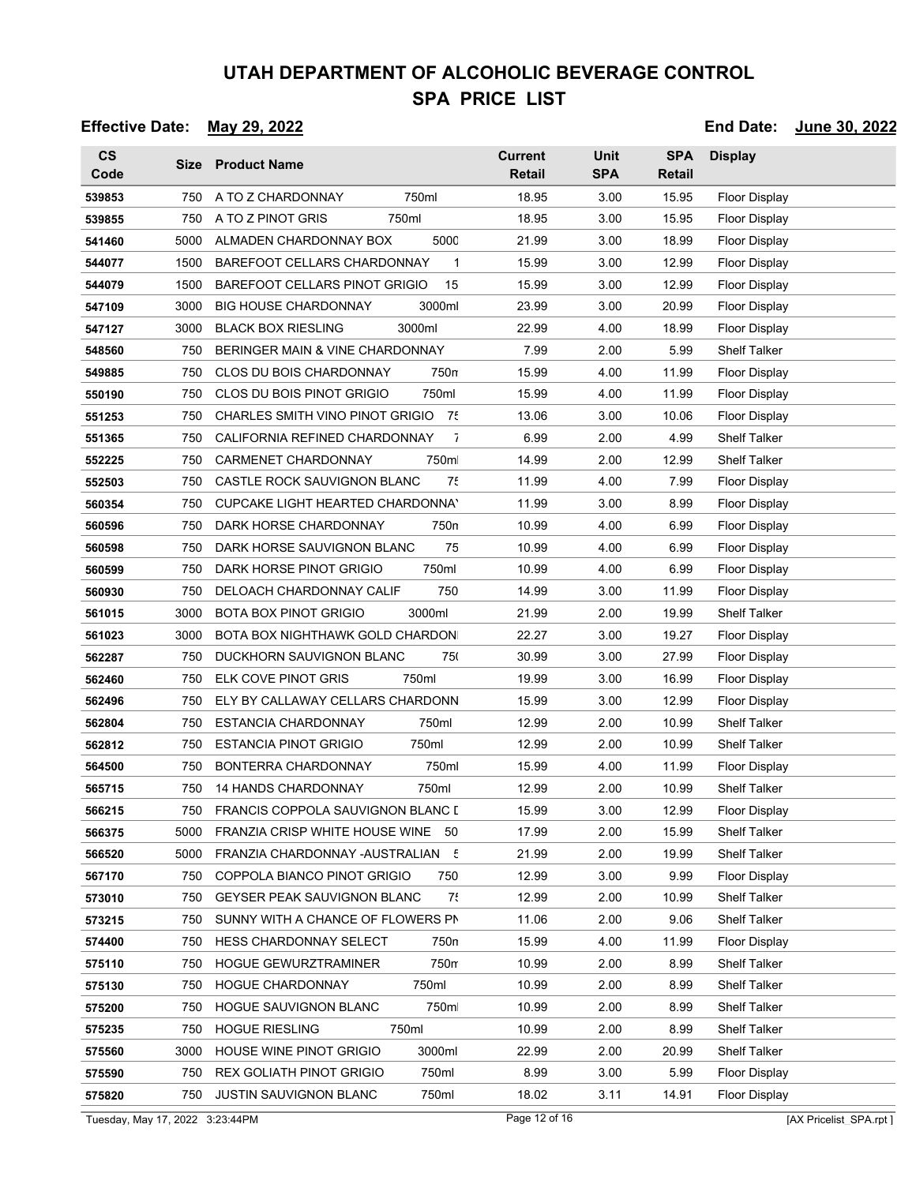# UTAH DEPARTMENT OF ALCOHOLIC BEVERAGE CONTROL

## SPA PRICE LIST

**Effective Date:** May 29, 2022 **End Date:** June 30, 2022

| CS Code | Size | Product Name | | Current Retail | Unit SPA | SPA Retail | Display |
|---|---|---|---|---|---|---|---|
| 539853 | 750 | A TO Z CHARDONNAY | 750ml | 18.95 | 3.00 | 15.95 | Floor Display |
| 539855 | 750 | A TO Z PINOT GRIS | 750ml | 18.95 | 3.00 | 15.95 | Floor Display |
| 541460 | 5000 | ALMADEN CHARDONNAY BOX | 5000 | 21.99 | 3.00 | 18.99 | Floor Display |
| 544077 | 1500 | BAREFOOT CELLARS CHARDONNAY | 1 | 15.99 | 3.00 | 12.99 | Floor Display |
| 544079 | 1500 | BAREFOOT CELLARS PINOT GRIGIO | 15 | 15.99 | 3.00 | 12.99 | Floor Display |
| 547109 | 3000 | BIG HOUSE CHARDONNAY | 3000ml | 23.99 | 3.00 | 20.99 | Floor Display |
| 547127 | 3000 | BLACK BOX RIESLING | 3000ml | 22.99 | 4.00 | 18.99 | Floor Display |
| 548560 | 750 | BERINGER MAIN & VINE CHARDONNAY | | 7.99 | 2.00 | 5.99 | Shelf Talker |
| 549885 | 750 | CLOS DU BOIS CHARDONNAY | 750n | 15.99 | 4.00 | 11.99 | Floor Display |
| 550190 | 750 | CLOS DU BOIS PINOT GRIGIO | 750ml | 15.99 | 4.00 | 11.99 | Floor Display |
| 551253 | 750 | CHARLES SMITH VINO PINOT GRIGIO | 75 | 13.06 | 3.00 | 10.06 | Floor Display |
| 551365 | 750 | CALIFORNIA REFINED CHARDONNAY | 7 | 6.99 | 2.00 | 4.99 | Shelf Talker |
| 552225 | 750 | CARMENET CHARDONNAY | 750ml | 14.99 | 2.00 | 12.99 | Shelf Talker |
| 552503 | 750 | CASTLE ROCK SAUVIGNON BLANC | 75 | 11.99 | 4.00 | 7.99 | Floor Display |
| 560354 | 750 | CUPCAKE LIGHT HEARTED CHARDONNAY | | 11.99 | 3.00 | 8.99 | Floor Display |
| 560596 | 750 | DARK HORSE CHARDONNAY | 750n | 10.99 | 4.00 | 6.99 | Floor Display |
| 560598 | 750 | DARK HORSE SAUVIGNON BLANC | 75 | 10.99 | 4.00 | 6.99 | Floor Display |
| 560599 | 750 | DARK HORSE PINOT GRIGIO | 750ml | 10.99 | 4.00 | 6.99 | Floor Display |
| 560930 | 750 | DELOACH CHARDONNAY CALIF | 750 | 14.99 | 3.00 | 11.99 | Floor Display |
| 561015 | 3000 | BOTA BOX PINOT GRIGIO | 3000ml | 21.99 | 2.00 | 19.99 | Shelf Talker |
| 561023 | 3000 | BOTA BOX NIGHTHAWK GOLD CHARDON | | 22.27 | 3.00 | 19.27 | Floor Display |
| 562287 | 750 | DUCKHORN SAUVIGNON BLANC | 75( | 30.99 | 3.00 | 27.99 | Floor Display |
| 562460 | 750 | ELK COVE PINOT GRIS | 750ml | 19.99 | 3.00 | 16.99 | Floor Display |
| 562496 | 750 | ELY BY CALLAWAY CELLARS CHARDONN | | 15.99 | 3.00 | 12.99 | Floor Display |
| 562804 | 750 | ESTANCIA CHARDONNAY | 750ml | 12.99 | 2.00 | 10.99 | Shelf Talker |
| 562812 | 750 | ESTANCIA PINOT GRIGIO | 750ml | 12.99 | 2.00 | 10.99 | Shelf Talker |
| 564500 | 750 | BONTERRA CHARDONNAY | 750ml | 15.99 | 4.00 | 11.99 | Floor Display |
| 565715 | 750 | 14 HANDS CHARDONNAY | 750ml | 12.99 | 2.00 | 10.99 | Shelf Talker |
| 566215 | 750 | FRANCIS COPPOLA SAUVIGNON BLANC D | | 15.99 | 3.00 | 12.99 | Floor Display |
| 566375 | 5000 | FRANZIA CRISP WHITE HOUSE WINE | 50 | 17.99 | 2.00 | 15.99 | Shelf Talker |
| 566520 | 5000 | FRANZIA CHARDONNAY -AUSTRALIAN | 5 | 21.99 | 2.00 | 19.99 | Shelf Talker |
| 567170 | 750 | COPPOLA BIANCO PINOT GRIGIO | 750 | 12.99 | 3.00 | 9.99 | Floor Display |
| 573010 | 750 | GEYSER PEAK SAUVIGNON BLANC | 75 | 12.99 | 2.00 | 10.99 | Shelf Talker |
| 573215 | 750 | SUNNY WITH A CHANCE OF FLOWERS PN | | 11.06 | 2.00 | 9.06 | Shelf Talker |
| 574400 | 750 | HESS CHARDONNAY SELECT | 750n | 15.99 | 4.00 | 11.99 | Floor Display |
| 575110 | 750 | HOGUE GEWURZTRAMINER | 750n | 10.99 | 2.00 | 8.99 | Shelf Talker |
| 575130 | 750 | HOGUE CHARDONNAY | 750ml | 10.99 | 2.00 | 8.99 | Shelf Talker |
| 575200 | 750 | HOGUE SAUVIGNON BLANC | 750ml | 10.99 | 2.00 | 8.99 | Shelf Talker |
| 575235 | 750 | HOGUE RIESLING | 750ml | 10.99 | 2.00 | 8.99 | Shelf Talker |
| 575560 | 3000 | HOUSE WINE PINOT GRIGIO | 3000ml | 22.99 | 2.00 | 20.99 | Shelf Talker |
| 575590 | 750 | REX GOLIATH PINOT GRIGIO | 750ml | 8.99 | 3.00 | 5.99 | Floor Display |
| 575820 | 750 | JUSTIN SAUVIGNON BLANC | 750ml | 18.02 | 3.11 | 14.91 | Floor Display |

Tuesday, May 17, 2022 3:23:44PM [AX Pricelist_SPA.rpt]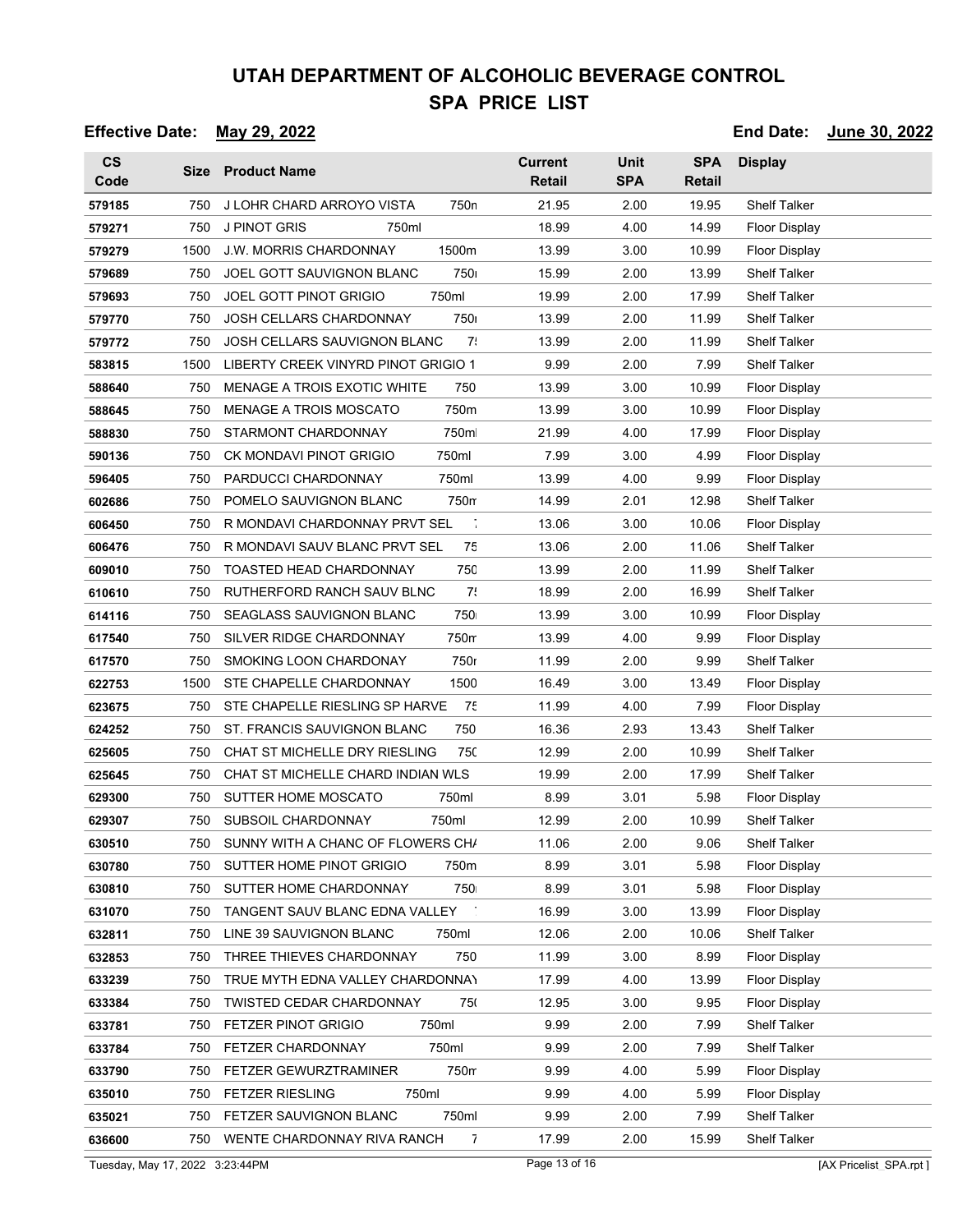# UTAH DEPARTMENT OF ALCOHOLIC BEVERAGE CONTROL
## SPA PRICE LIST

**Effective Date:** May 29, 2022 **End Date:** June 30, 2022

| CS Code | Size | Product Name | Current Retail | Unit SPA | SPA Retail | Display |
|---|---|---|---|---|---|---|
| 579185 | 750 | J LOHR CHARD ARROYO VISTA 750n | 21.95 | 2.00 | 19.95 | Shelf Talker |
| 579271 | 750 | J PINOT GRIS 750ml | 18.99 | 4.00 | 14.99 | Floor Display |
| 579279 | 1500 | J.W. MORRIS CHARDONNAY 1500m | 13.99 | 3.00 | 10.99 | Floor Display |
| 579689 | 750 | JOEL GOTT SAUVIGNON BLANC 750 | 15.99 | 2.00 | 13.99 | Shelf Talker |
| 579693 | 750 | JOEL GOTT PINOT GRIGIO 750ml | 19.99 | 2.00 | 17.99 | Shelf Talker |
| 579770 | 750 | JOSH CELLARS CHARDONNAY 750 | 13.99 | 2.00 | 11.99 | Shelf Talker |
| 579772 | 750 | JOSH CELLARS SAUVIGNON BLANC 7! | 13.99 | 2.00 | 11.99 | Shelf Talker |
| 583815 | 1500 | LIBERTY CREEK VINYRD PINOT GRIGIO 1 | 9.99 | 2.00 | 7.99 | Shelf Talker |
| 588640 | 750 | MENAGE A TROIS EXOTIC WHITE 750 | 13.99 | 3.00 | 10.99 | Floor Display |
| 588645 | 750 | MENAGE A TROIS MOSCATO 750m | 13.99 | 3.00 | 10.99 | Floor Display |
| 588830 | 750 | STARMONT CHARDONNAY 750ml | 21.99 | 4.00 | 17.99 | Floor Display |
| 590136 | 750 | CK MONDAVI PINOT GRIGIO 750ml | 7.99 | 3.00 | 4.99 | Floor Display |
| 596405 | 750 | PARDUCCI CHARDONNAY 750ml | 13.99 | 4.00 | 9.99 | Floor Display |
| 602686 | 750 | POMELO SAUVIGNON BLANC 750m | 14.99 | 2.01 | 12.98 | Shelf Talker |
| 606450 | 750 | R MONDAVI CHARDONNAY PRVT SEL 7 | 13.06 | 3.00 | 10.06 | Floor Display |
| 606476 | 750 | R MONDAVI SAUV BLANC PRVT SEL 75 | 13.06 | 2.00 | 11.06 | Shelf Talker |
| 609010 | 750 | TOASTED HEAD CHARDONNAY 750 | 13.99 | 2.00 | 11.99 | Shelf Talker |
| 610610 | 750 | RUTHERFORD RANCH SAUV BLNC 7! | 18.99 | 2.00 | 16.99 | Shelf Talker |
| 614116 | 750 | SEAGLASS SAUVIGNON BLANC 750 | 13.99 | 3.00 | 10.99 | Floor Display |
| 617540 | 750 | SILVER RIDGE CHARDONNAY 750m | 13.99 | 4.00 | 9.99 | Floor Display |
| 617570 | 750 | SMOKING LOON CHARDONAY 750r | 11.99 | 2.00 | 9.99 | Shelf Talker |
| 622753 | 1500 | STE CHAPELLE CHARDONNAY 1500 | 16.49 | 3.00 | 13.49 | Floor Display |
| 623675 | 750 | STE CHAPELLE RIESLING SP HARVE 75 | 11.99 | 4.00 | 7.99 | Floor Display |
| 624252 | 750 | ST. FRANCIS SAUVIGNON BLANC 750 | 16.36 | 2.93 | 13.43 | Shelf Talker |
| 625605 | 750 | CHAT ST MICHELLE DRY RIESLING 750 | 12.99 | 2.00 | 10.99 | Shelf Talker |
| 625645 | 750 | CHAT ST MICHELLE CHARD INDIAN WLS | 19.99 | 2.00 | 17.99 | Shelf Talker |
| 629300 | 750 | SUTTER HOME MOSCATO 750ml | 8.99 | 3.01 | 5.98 | Floor Display |
| 629307 | 750 | SUBSOIL CHARDONNAY 750ml | 12.99 | 2.00 | 10.99 | Shelf Talker |
| 630510 | 750 | SUNNY WITH A CHANC OF FLOWERS CH/ | 11.06 | 2.00 | 9.06 | Shelf Talker |
| 630780 | 750 | SUTTER HOME PINOT GRIGIO 750m | 8.99 | 3.01 | 5.98 | Floor Display |
| 630810 | 750 | SUTTER HOME CHARDONNAY 750 | 8.99 | 3.01 | 5.98 | Floor Display |
| 631070 | 750 | TANGENT SAUV BLANC EDNA VALLEY 7 | 16.99 | 3.00 | 13.99 | Floor Display |
| 632811 | 750 | LINE 39 SAUVIGNON BLANC 750ml | 12.06 | 2.00 | 10.06 | Shelf Talker |
| 632853 | 750 | THREE THIEVES CHARDONNAY 750 | 11.99 | 3.00 | 8.99 | Floor Display |
| 633239 | 750 | TRUE MYTH EDNA VALLEY CHARDONNAY | 17.99 | 4.00 | 13.99 | Floor Display |
| 633384 | 750 | TWISTED CEDAR CHARDONNAY 750 | 12.95 | 3.00 | 9.95 | Floor Display |
| 633781 | 750 | FETZER PINOT GRIGIO 750ml | 9.99 | 2.00 | 7.99 | Shelf Talker |
| 633784 | 750 | FETZER CHARDONNAY 750ml | 9.99 | 2.00 | 7.99 | Shelf Talker |
| 633790 | 750 | FETZER GEWURZTRAMINER 750m | 9.99 | 4.00 | 5.99 | Floor Display |
| 635010 | 750 | FETZER RIESLING 750ml | 9.99 | 4.00 | 5.99 | Floor Display |
| 635021 | 750 | FETZER SAUVIGNON BLANC 750ml | 9.99 | 2.00 | 7.99 | Shelf Talker |
| 636600 | 750 | WENTE CHARDONNAY RIVA RANCH 7 | 17.99 | 2.00 | 15.99 | Shelf Talker |

Tuesday, May 17, 2022 3:23:44PM [AX Pricelist_SPA.rpt ]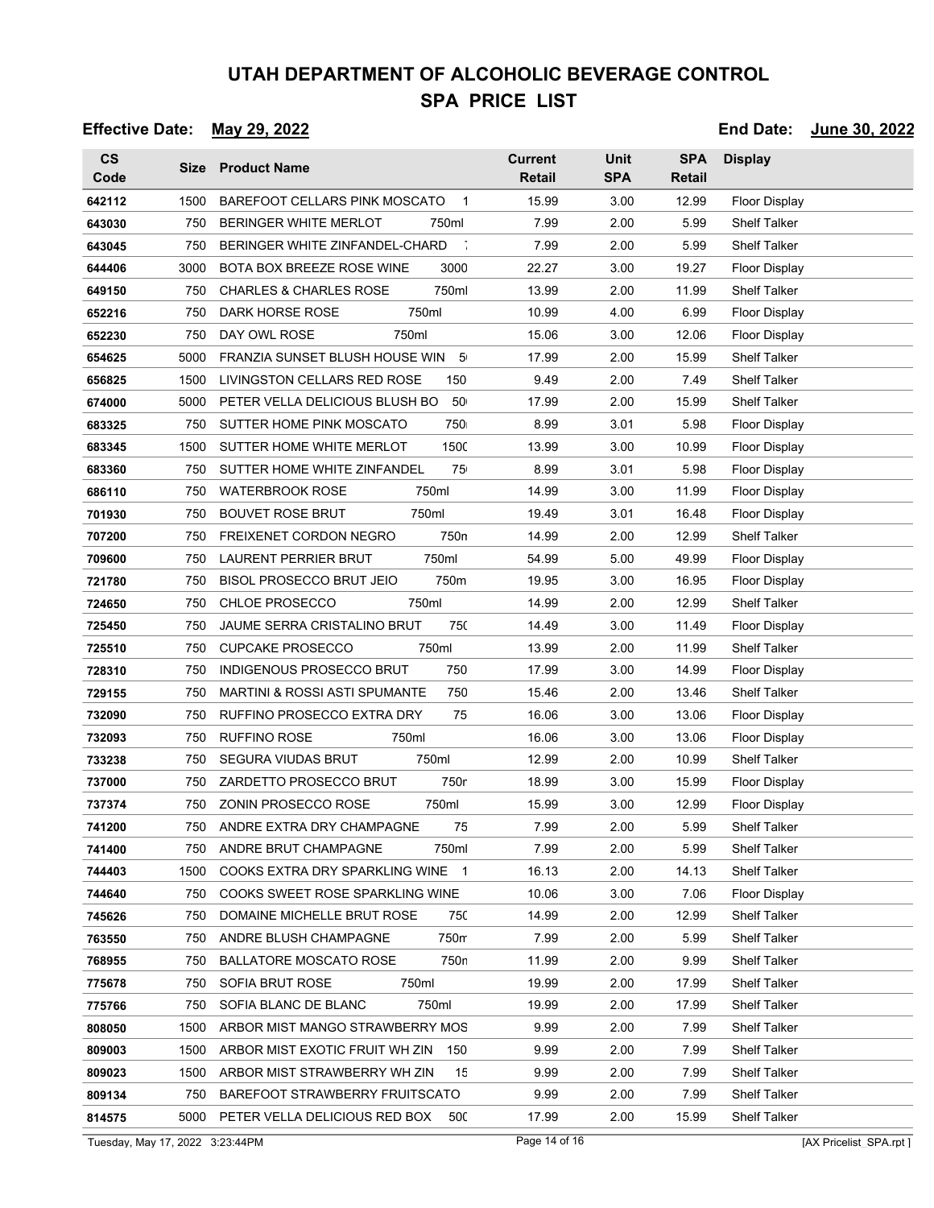# UTAH DEPARTMENT OF ALCOHOLIC BEVERAGE CONTROL
## SPA PRICE LIST

**Effective Date:** May 29, 2022 **End Date:** June 30, 2022

| CS Code | Size | Product Name | Current Retail | Unit SPA | SPA Retail | Display |
|---|---|---|---|---|---|---|
| 642112 | 1500 | BAREFOOT CELLARS PINK MOSCATO 1 | 15.99 | 3.00 | 12.99 | Floor Display |
| 643030 | 750 | BERINGER WHITE MERLOT 750ml | 7.99 | 2.00 | 5.99 | Shelf Talker |
| 643045 | 750 | BERINGER WHITE ZINFANDEL-CHARD 7 | 7.99 | 2.00 | 5.99 | Shelf Talker |
| 644406 | 3000 | BOTA BOX BREEZE ROSE WINE 3000 | 22.27 | 3.00 | 19.27 | Floor Display |
| 649150 | 750 | CHARLES & CHARLES ROSE 750ml | 13.99 | 2.00 | 11.99 | Shelf Talker |
| 652216 | 750 | DARK HORSE ROSE 750ml | 10.99 | 4.00 | 6.99 | Floor Display |
| 652230 | 750 | DAY OWL ROSE 750ml | 15.06 | 3.00 | 12.06 | Floor Display |
| 654625 | 5000 | FRANZIA SUNSET BLUSH HOUSE WIN 5 | 17.99 | 2.00 | 15.99 | Shelf Talker |
| 656825 | 1500 | LIVINGSTON CELLARS RED ROSE 150 | 9.49 | 2.00 | 7.49 | Shelf Talker |
| 674000 | 5000 | PETER VELLA DELICIOUS BLUSH BO 50 | 17.99 | 2.00 | 15.99 | Shelf Talker |
| 683325 | 750 | SUTTER HOME PINK MOSCATO 750 | 8.99 | 3.01 | 5.98 | Floor Display |
| 683345 | 1500 | SUTTER HOME WHITE MERLOT 1500 | 13.99 | 3.00 | 10.99 | Floor Display |
| 683360 | 750 | SUTTER HOME WHITE ZINFANDEL 75 | 8.99 | 3.01 | 5.98 | Floor Display |
| 686110 | 750 | WATERBROOK ROSE 750ml | 14.99 | 3.00 | 11.99 | Floor Display |
| 701930 | 750 | BOUVET ROSE BRUT 750ml | 19.49 | 3.01 | 16.48 | Floor Display |
| 707200 | 750 | FREIXENET CORDON NEGRO 750n | 14.99 | 2.00 | 12.99 | Shelf Talker |
| 709600 | 750 | LAURENT PERRIER BRUT 750ml | 54.99 | 5.00 | 49.99 | Floor Display |
| 721780 | 750 | BISOL PROSECCO BRUT JEIO 750m | 19.95 | 3.00 | 16.95 | Floor Display |
| 724650 | 750 | CHLOE PROSECCO 750ml | 14.99 | 2.00 | 12.99 | Shelf Talker |
| 725450 | 750 | JAUME SERRA CRISTALINO BRUT 750 | 14.49 | 3.00 | 11.49 | Floor Display |
| 725510 | 750 | CUPCAKE PROSECCO 750ml | 13.99 | 2.00 | 11.99 | Shelf Talker |
| 728310 | 750 | INDIGENOUS PROSECCO BRUT 750 | 17.99 | 3.00 | 14.99 | Floor Display |
| 729155 | 750 | MARTINI & ROSSI ASTI SPUMANTE 750 | 15.46 | 2.00 | 13.46 | Shelf Talker |
| 732090 | 750 | RUFFINO PROSECCO EXTRA DRY 75 | 16.06 | 3.00 | 13.06 | Floor Display |
| 732093 | 750 | RUFFINO ROSE 750ml | 16.06 | 3.00 | 13.06 | Floor Display |
| 733238 | 750 | SEGURA VIUDAS BRUT 750ml | 12.99 | 2.00 | 10.99 | Shelf Talker |
| 737000 | 750 | ZARDETTO PROSECCO BRUT 750r | 18.99 | 3.00 | 15.99 | Floor Display |
| 737374 | 750 | ZONIN PROSECCO ROSE 750ml | 15.99 | 3.00 | 12.99 | Floor Display |
| 741200 | 750 | ANDRE EXTRA DRY CHAMPAGNE 75 | 7.99 | 2.00 | 5.99 | Shelf Talker |
| 741400 | 750 | ANDRE BRUT CHAMPAGNE 750ml | 7.99 | 2.00 | 5.99 | Shelf Talker |
| 744403 | 1500 | COOKS EXTRA DRY SPARKLING WINE 1 | 16.13 | 2.00 | 14.13 | Shelf Talker |
| 744640 | 750 | COOKS SWEET ROSE SPARKLING WINE | 10.06 | 3.00 | 7.06 | Floor Display |
| 745626 | 750 | DOMAINE MICHELLE BRUT ROSE 750 | 14.99 | 2.00 | 12.99 | Shelf Talker |
| 763550 | 750 | ANDRE BLUSH CHAMPAGNE 750m | 7.99 | 2.00 | 5.99 | Shelf Talker |
| 768955 | 750 | BALLATORE MOSCATO ROSE 750n | 11.99 | 2.00 | 9.99 | Shelf Talker |
| 775678 | 750 | SOFIA BRUT ROSE 750ml | 19.99 | 2.00 | 17.99 | Shelf Talker |
| 775766 | 750 | SOFIA BLANC DE BLANC 750ml | 19.99 | 2.00 | 17.99 | Shelf Talker |
| 808050 | 1500 | ARBOR MIST MANGO STRAWBERRY MOS | 9.99 | 2.00 | 7.99 | Shelf Talker |
| 809003 | 1500 | ARBOR MIST EXOTIC FRUIT WH ZIN 150 | 9.99 | 2.00 | 7.99 | Shelf Talker |
| 809023 | 1500 | ARBOR MIST STRAWBERRY WH ZIN 15 | 9.99 | 2.00 | 7.99 | Shelf Talker |
| 809134 | 750 | BAREFOOT STRAWBERRY FRUITSCATO | 9.99 | 2.00 | 7.99 | Shelf Talker |
| 814575 | 5000 | PETER VELLA DELICIOUS RED BOX 500 | 17.99 | 2.00 | 15.99 | Shelf Talker |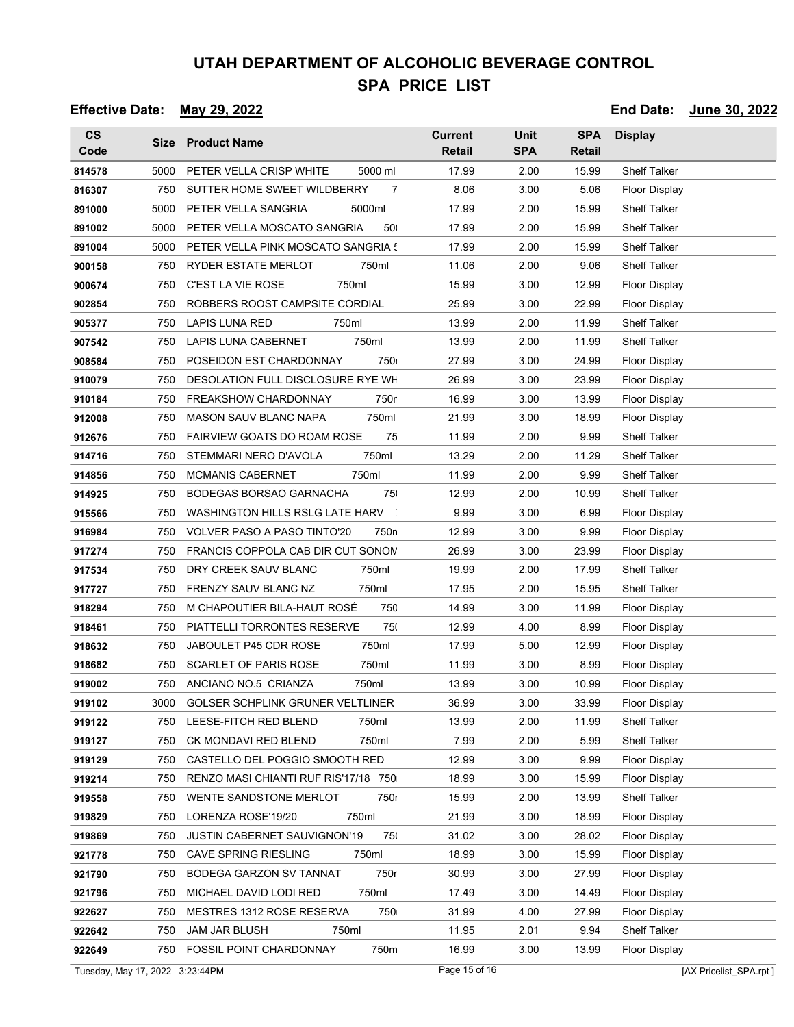# UTAH DEPARTMENT OF ALCOHOLIC BEVERAGE CONTROL
## SPA PRICE LIST

**Effective Date:** May 29, 2022 **End Date:** June 30, 2022

| CS Code | Size | Product Name | Current Retail | Unit SPA | SPA Retail | Display |
|---|---|---|---|---|---|---|
| 814578 | 5000 | PETER VELLA CRISP WHITE 5000 ml | 17.99 | 2.00 | 15.99 | Shelf Talker |
| 816307 | 750 | SUTTER HOME SWEET WILDBERRY 7 | 8.06 | 3.00 | 5.06 | Floor Display |
| 891000 | 5000 | PETER VELLA SANGRIA 5000ml | 17.99 | 2.00 | 15.99 | Shelf Talker |
| 891002 | 5000 | PETER VELLA MOSCATO SANGRIA 50 | 17.99 | 2.00 | 15.99 | Shelf Talker |
| 891004 | 5000 | PETER VELLA PINK MOSCATO SANGRIA 5 | 17.99 | 2.00 | 15.99 | Shelf Talker |
| 900158 | 750 | RYDER ESTATE MERLOT 750ml | 11.06 | 2.00 | 9.06 | Shelf Talker |
| 900674 | 750 | C'EST LA VIE ROSE 750ml | 15.99 | 3.00 | 12.99 | Floor Display |
| 902854 | 750 | ROBBERS ROOST CAMPSITE CORDIAL | 25.99 | 3.00 | 22.99 | Floor Display |
| 905377 | 750 | LAPIS LUNA RED 750ml | 13.99 | 2.00 | 11.99 | Shelf Talker |
| 907542 | 750 | LAPIS LUNA CABERNET 750ml | 13.99 | 2.00 | 11.99 | Shelf Talker |
| 908584 | 750 | POSEIDON EST CHARDONNAY 750 | 27.99 | 3.00 | 24.99 | Floor Display |
| 910079 | 750 | DESOLATION FULL DISCLOSURE RYE WH | 26.99 | 3.00 | 23.99 | Floor Display |
| 910184 | 750 | FREAKSHOW CHARDONNAY 750r | 16.99 | 3.00 | 13.99 | Floor Display |
| 912008 | 750 | MASON SAUV BLANC NAPA 750ml | 21.99 | 3.00 | 18.99 | Floor Display |
| 912676 | 750 | FAIRVIEW GOATS DO ROAM ROSE 75 | 11.99 | 2.00 | 9.99 | Shelf Talker |
| 914716 | 750 | STEMMARI NERO D'AVOLA 750ml | 13.29 | 2.00 | 11.29 | Shelf Talker |
| 914856 | 750 | MCMANIS CABERNET 750ml | 11.99 | 2.00 | 9.99 | Shelf Talker |
| 914925 | 750 | BODEGAS BORSAO GARNACHA 75 | 12.99 | 2.00 | 10.99 | Shelf Talker |
| 915566 | 750 | WASHINGTON HILLS RSLG LATE HARV | 9.99 | 3.00 | 6.99 | Floor Display |
| 916984 | 750 | VOLVER PASO A PASO TINTO'20 750n | 12.99 | 3.00 | 9.99 | Floor Display |
| 917274 | 750 | FRANCIS COPPOLA CAB DIR CUT SONOM | 26.99 | 3.00 | 23.99 | Floor Display |
| 917534 | 750 | DRY CREEK SAUV BLANC 750ml | 19.99 | 2.00 | 17.99 | Shelf Talker |
| 917727 | 750 | FRENZY SAUV BLANC NZ 750ml | 17.95 | 2.00 | 15.95 | Shelf Talker |
| 918294 | 750 | M CHAPOUTIER BILA-HAUT ROSÉ 750 | 14.99 | 3.00 | 11.99 | Floor Display |
| 918461 | 750 | PIATTELLI TORRONTES RESERVE 75 | 12.99 | 4.00 | 8.99 | Floor Display |
| 918632 | 750 | JABOULET P45 CDR ROSE 750ml | 17.99 | 5.00 | 12.99 | Floor Display |
| 918682 | 750 | SCARLET OF PARIS ROSE 750ml | 11.99 | 3.00 | 8.99 | Floor Display |
| 919002 | 750 | ANCIANO NO.5 CRIANZA 750ml | 13.99 | 3.00 | 10.99 | Floor Display |
| 919102 | 3000 | GOLSER SCHPLINK GRUNER VELTLINER | 36.99 | 3.00 | 33.99 | Floor Display |
| 919122 | 750 | LEESE-FITCH RED BLEND 750ml | 13.99 | 2.00 | 11.99 | Shelf Talker |
| 919127 | 750 | CK MONDAVI RED BLEND 750ml | 7.99 | 2.00 | 5.99 | Shelf Talker |
| 919129 | 750 | CASTELLO DEL POGGIO SMOOTH RED | 12.99 | 3.00 | 9.99 | Floor Display |
| 919214 | 750 | RENZO MASI CHIANTI RUF RIS'17/18 750 | 18.99 | 3.00 | 15.99 | Floor Display |
| 919558 | 750 | WENTE SANDSTONE MERLOT 750 | 15.99 | 2.00 | 13.99 | Shelf Talker |
| 919829 | 750 | LORENZA ROSE'19/20 750ml | 21.99 | 3.00 | 18.99 | Floor Display |
| 919869 | 750 | JUSTIN CABERNET SAUVIGNON'19 75 | 31.02 | 3.00 | 28.02 | Floor Display |
| 921778 | 750 | CAVE SPRING RIESLING 750ml | 18.99 | 3.00 | 15.99 | Floor Display |
| 921790 | 750 | BODEGA GARZON SV TANNAT 750r | 30.99 | 3.00 | 27.99 | Floor Display |
| 921796 | 750 | MICHAEL DAVID LODI RED 750ml | 17.49 | 3.00 | 14.49 | Floor Display |
| 922627 | 750 | MESTRES 1312 ROSE RESERVA 750 | 31.99 | 4.00 | 27.99 | Floor Display |
| 922642 | 750 | JAM JAR BLUSH 750ml | 11.95 | 2.01 | 9.94 | Shelf Talker |
| 922649 | 750 | FOSSIL POINT CHARDONNAY 750m | 16.99 | 3.00 | 13.99 | Floor Display |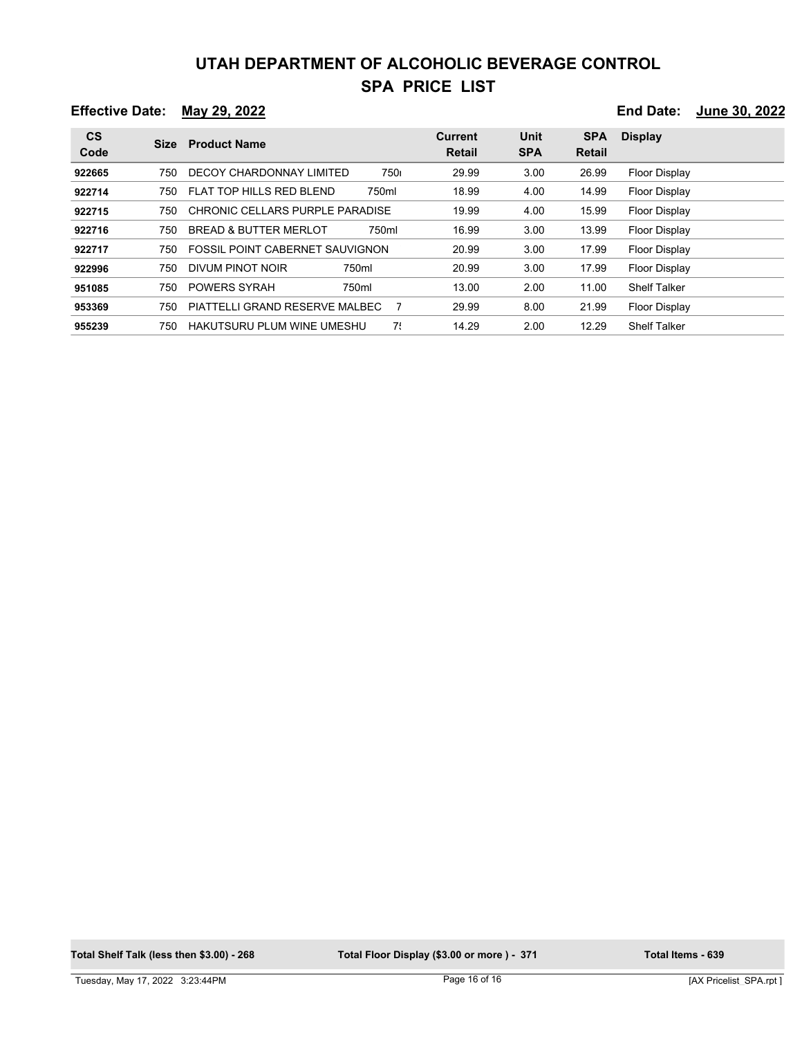# UTAH DEPARTMENT OF ALCOHOLIC BEVERAGE CONTROL
## SPA PRICE LIST

**Effective Date:** May 29, 2022 **End Date:** June 30, 2022

| CS Code | Size | Product Name | Current Retail | Unit SPA | SPA Retail | Display |
|---|---|---|---|---|---|---|
| 922665 | 750 | DECOY CHARDONNAY LIMITED 750ı | 29.99 | 3.00 | 26.99 | Floor Display |
| 922714 | 750 | FLAT TOP HILLS RED BLEND 750ml | 18.99 | 4.00 | 14.99 | Floor Display |
| 922715 | 750 | CHRONIC CELLARS PURPLE PARADISE | 19.99 | 4.00 | 15.99 | Floor Display |
| 922716 | 750 | BREAD & BUTTER MERLOT 750ml | 16.99 | 3.00 | 13.99 | Floor Display |
| 922717 | 750 | FOSSIL POINT CABERNET SAUVIGNON | 20.99 | 3.00 | 17.99 | Floor Display |
| 922996 | 750 | DIVUM PINOT NOIR 750ml | 20.99 | 3.00 | 17.99 | Floor Display |
| 951085 | 750 | POWERS SYRAH 750ml | 13.00 | 2.00 | 11.00 | Shelf Talker |
| 953369 | 750 | PIATTELLI GRAND RESERVE MALBEC 7 | 29.99 | 8.00 | 21.99 | Floor Display |
| 955239 | 750 | HAKUTSURU PLUM WINE UMESHU 7! | 14.29 | 2.00 | 12.29 | Shelf Talker |

**Total Shelf Talk (less then $3.00) - 268** **Total Floor Display ($3.00 or more ) - 371** **Total Items - 639**

Tuesday, May 17, 2022 3:23:44PM [AX Pricelist_SPA.rpt ]